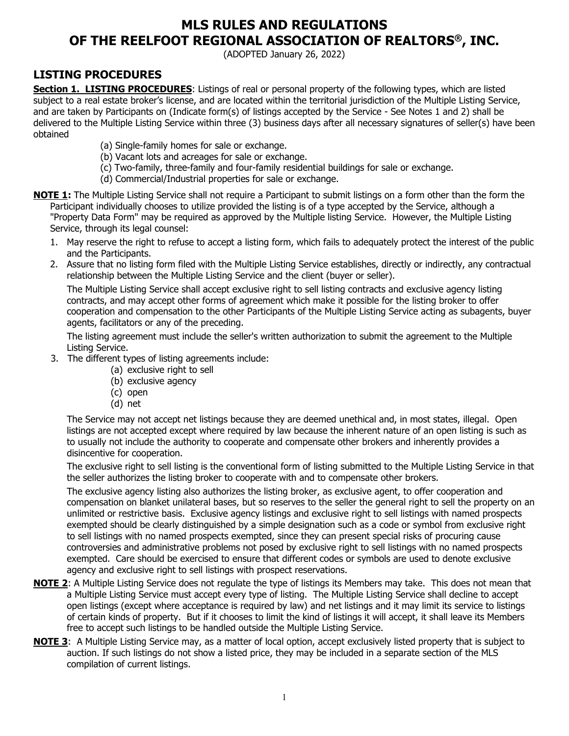# MLS RULES AND REGULATIONS OF THE REELFOOT REGIONAL ASSOCIATION OF REALTORS®, INC.

(ADOPTED January 26, 2022)

## LISTING PROCEDURES

**Section 1. LISTING PROCEDURES**: Listings of real or personal property of the following types, which are listed subject to a real estate broker's license, and are located within the territorial jurisdiction of the Multiple Listing Service, and are taken by Participants on (Indicate form(s) of listings accepted by the Service - See Notes 1 and 2) shall be delivered to the Multiple Listing Service within three (3) business days after all necessary signatures of seller(s) have been obtained

- (a) Single-family homes for sale or exchange.
- (b) Vacant lots and acreages for sale or exchange.
- (c) Two-family, three-family and four-family residential buildings for sale or exchange.
- (d) Commercial/Industrial properties for sale or exchange.

**NOTE 1:** The Multiple Listing Service shall not require a Participant to submit listings on a form other than the form the Participant individually chooses to utilize provided the listing is of a type accepted by the Service, although a "Property Data Form" may be required as approved by the Multiple listing Service. However, the Multiple Listing Service, through its legal counsel:

1. May reserve the right to refuse to accept a listing form, which fails to adequately protect the interest of the public and the Participants.
2. Assure that no listing form filed with the Multiple Listing Service establishes, directly or indirectly, any contractual relationship between the Multiple Listing Service and the client (buyer or seller).

   The Multiple Listing Service shall accept exclusive right to sell listing contracts and exclusive agency listing contracts, and may accept other forms of agreement which make it possible for the listing broker to offer cooperation and compensation to the other Participants of the Multiple Listing Service acting as subagents, buyer agents, facilitators or any of the preceding.

   The listing agreement must include the seller's written authorization to submit the agreement to the Multiple Listing Service.

3. The different types of listing agreements include:
   - (a) exclusive right to sell
   - (b) exclusive agency
   - (c) open
   - (d) net

   The Service may not accept net listings because they are deemed unethical and, in most states, illegal. Open listings are not accepted except where required by law because the inherent nature of an open listing is such as to usually not include the authority to cooperate and compensate other brokers and inherently provides a disincentive for cooperation.

   The exclusive right to sell listing is the conventional form of listing submitted to the Multiple Listing Service in that the seller authorizes the listing broker to cooperate with and to compensate other brokers.

   The exclusive agency listing also authorizes the listing broker, as exclusive agent, to offer cooperation and compensation on blanket unilateral bases, but so reserves to the seller the general right to sell the property on an unlimited or restrictive basis. Exclusive agency listings and exclusive right to sell listings with named prospects exempted should be clearly distinguished by a simple designation such as a code or symbol from exclusive right to sell listings with no named prospects exempted, since they can present special risks of procuring cause controversies and administrative problems not posed by exclusive right to sell listings with no named prospects exempted. Care should be exercised to ensure that different codes or symbols are used to denote exclusive agency and exclusive right to sell listings with prospect reservations.

**NOTE 2**: A Multiple Listing Service does not regulate the type of listings its Members may take. This does not mean that a Multiple Listing Service must accept every type of listing. The Multiple Listing Service shall decline to accept open listings (except where acceptance is required by law) and net listings and it may limit its service to listings of certain kinds of property. But if it chooses to limit the kind of listings it will accept, it shall leave its Members free to accept such listings to be handled outside the Multiple Listing Service.

**NOTE 3**: A Multiple Listing Service may, as a matter of local option, accept exclusively listed property that is subject to auction. If such listings do not show a listed price, they may be included in a separate section of the MLS compilation of current listings.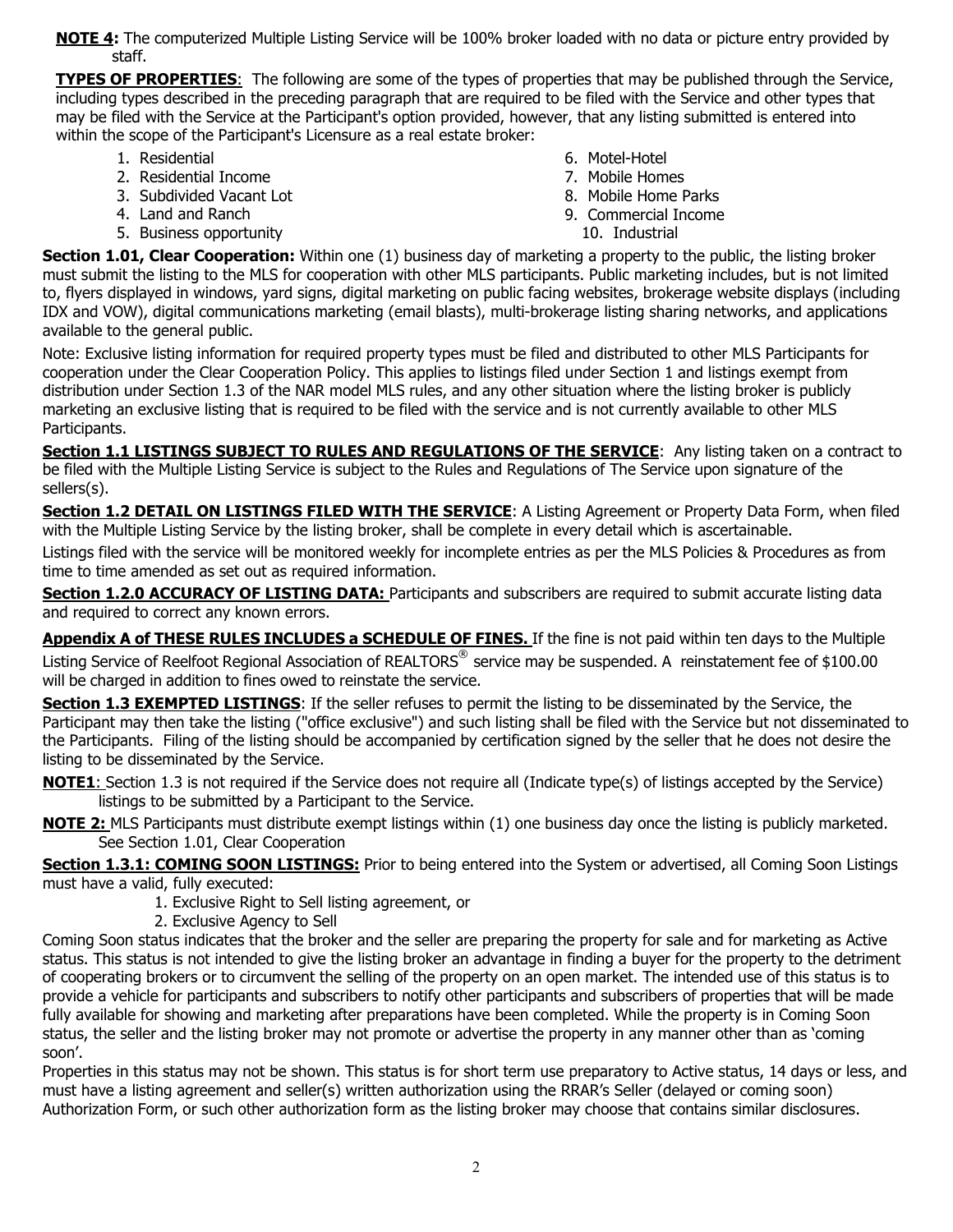**NOTE 4:** The computerized Multiple Listing Service will be 100% broker loaded with no data or picture entry provided by staff.

**TYPES OF PROPERTIES**: The following are some of the types of properties that may be published through the Service, including types described in the preceding paragraph that are required to be filed with the Service and other types that may be filed with the Service at the Participant's option provided, however, that any listing submitted is entered into within the scope of the Participant's Licensure as a real estate broker:

1. Residential
2. Residential Income
3. Subdivided Vacant Lot
4. Land and Ranch
5. Business opportunity
6. Motel-Hotel
7. Mobile Homes
8. Mobile Home Parks
9. Commercial Income
10. Industrial

**Section 1.01, Clear Cooperation:** Within one (1) business day of marketing a property to the public, the listing broker must submit the listing to the MLS for cooperation with other MLS participants. Public marketing includes, but is not limited to, flyers displayed in windows, yard signs, digital marketing on public facing websites, brokerage website displays (including IDX and VOW), digital communications marketing (email blasts), multi-brokerage listing sharing networks, and applications available to the general public.

Note: Exclusive listing information for required property types must be filed and distributed to other MLS Participants for cooperation under the Clear Cooperation Policy. This applies to listings filed under Section 1 and listings exempt from distribution under Section 1.3 of the NAR model MLS rules, and any other situation where the listing broker is publicly marketing an exclusive listing that is required to be filed with the service and is not currently available to other MLS Participants.

**Section 1.1 LISTINGS SUBJECT TO RULES AND REGULATIONS OF THE SERVICE**: Any listing taken on a contract to be filed with the Multiple Listing Service is subject to the Rules and Regulations of The Service upon signature of the sellers(s).

**Section 1.2 DETAIL ON LISTINGS FILED WITH THE SERVICE**: A Listing Agreement or Property Data Form, when filed with the Multiple Listing Service by the listing broker, shall be complete in every detail which is ascertainable.

Listings filed with the service will be monitored weekly for incomplete entries as per the MLS Policies & Procedures as from time to time amended as set out as required information.

**Section 1.2.0 ACCURACY OF LISTING DATA:** Participants and subscribers are required to submit accurate listing data and required to correct any known errors.

**Appendix A of THESE RULES INCLUDES a SCHEDULE OF FINES.** If the fine is not paid within ten days to the Multiple Listing Service of Reelfoot Regional Association of REALTORS® service may be suspended. A reinstatement fee of $100.00 will be charged in addition to fines owed to reinstate the service.

**Section 1.3 EXEMPTED LISTINGS**: If the seller refuses to permit the listing to be disseminated by the Service, the Participant may then take the listing ("office exclusive") and such listing shall be filed with the Service but not disseminated to the Participants. Filing of the listing should be accompanied by certification signed by the seller that he does not desire the listing to be disseminated by the Service.

**NOTE1**: Section 1.3 is not required if the Service does not require all (Indicate type(s) of listings accepted by the Service) listings to be submitted by a Participant to the Service.

**NOTE 2:** MLS Participants must distribute exempt listings within (1) one business day once the listing is publicly marketed. See Section 1.01, Clear Cooperation

**Section 1.3.1: COMING SOON LISTINGS:** Prior to being entered into the System or advertised, all Coming Soon Listings must have a valid, fully executed:

1. Exclusive Right to Sell listing agreement, or
2. Exclusive Agency to Sell

Coming Soon status indicates that the broker and the seller are preparing the property for sale and for marketing as Active status. This status is not intended to give the listing broker an advantage in finding a buyer for the property to the detriment of cooperating brokers or to circumvent the selling of the property on an open market. The intended use of this status is to provide a vehicle for participants and subscribers to notify other participants and subscribers of properties that will be made fully available for showing and marketing after preparations have been completed. While the property is in Coming Soon status, the seller and the listing broker may not promote or advertise the property in any manner other than as 'coming soon'.

Properties in this status may not be shown. This status is for short term use preparatory to Active status, 14 days or less, and must have a listing agreement and seller(s) written authorization using the RRAR's Seller (delayed or coming soon) Authorization Form, or such other authorization form as the listing broker may choose that contains similar disclosures.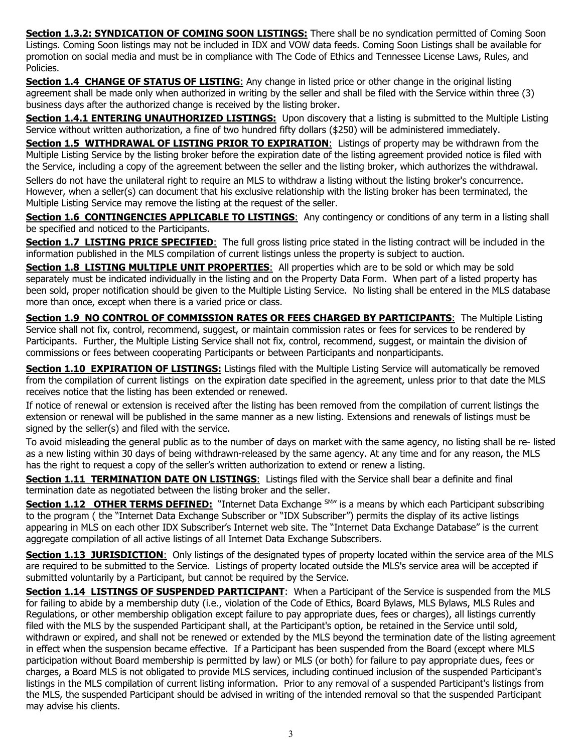**Section 1.3.2: SYNDICATION OF COMING SOON LISTINGS:** There shall be no syndication permitted of Coming Soon Listings. Coming Soon listings may not be included in IDX and VOW data feeds. Coming Soon Listings shall be available for promotion on social media and must be in compliance with The Code of Ethics and Tennessee License Laws, Rules, and Policies.

**Section 1.4 CHANGE OF STATUS OF LISTING**: Any change in listed price or other change in the original listing agreement shall be made only when authorized in writing by the seller and shall be filed with the Service within three (3) business days after the authorized change is received by the listing broker.

**Section 1.4.1 ENTERING UNAUTHORIZED LISTINGS:** Upon discovery that a listing is submitted to the Multiple Listing Service without written authorization, a fine of two hundred fifty dollars ($250) will be administered immediately.

**Section 1.5 WITHDRAWAL OF LISTING PRIOR TO EXPIRATION**: Listings of property may be withdrawn from the Multiple Listing Service by the listing broker before the expiration date of the listing agreement provided notice is filed with the Service, including a copy of the agreement between the seller and the listing broker, which authorizes the withdrawal.

Sellers do not have the unilateral right to require an MLS to withdraw a listing without the listing broker's concurrence. However, when a seller(s) can document that his exclusive relationship with the listing broker has been terminated, the Multiple Listing Service may remove the listing at the request of the seller.

**Section 1.6 CONTINGENCIES APPLICABLE TO LISTINGS**: Any contingency or conditions of any term in a listing shall be specified and noticed to the Participants.

**Section 1.7 LISTING PRICE SPECIFIED**: The full gross listing price stated in the listing contract will be included in the information published in the MLS compilation of current listings unless the property is subject to auction.

**Section 1.8 LISTING MULTIPLE UNIT PROPERTIES**: All properties which are to be sold or which may be sold separately must be indicated individually in the listing and on the Property Data Form. When part of a listed property has been sold, proper notification should be given to the Multiple Listing Service. No listing shall be entered in the MLS database more than once, except when there is a varied price or class.

**Section 1.9 NO CONTROL OF COMMISSION RATES OR FEES CHARGED BY PARTICIPANTS**: The Multiple Listing Service shall not fix, control, recommend, suggest, or maintain commission rates or fees for services to be rendered by Participants. Further, the Multiple Listing Service shall not fix, control, recommend, suggest, or maintain the division of commissions or fees between cooperating Participants or between Participants and nonparticipants.

**Section 1.10 EXPIRATION OF LISTINGS:** Listings filed with the Multiple Listing Service will automatically be removed from the compilation of current listings on the expiration date specified in the agreement, unless prior to that date the MLS receives notice that the listing has been extended or renewed.

If notice of renewal or extension is received after the listing has been removed from the compilation of current listings the extension or renewal will be published in the same manner as a new listing. Extensions and renewals of listings must be signed by the seller(s) and filed with the service.

To avoid misleading the general public as to the number of days on market with the same agency, no listing shall be re- listed as a new listing within 30 days of being withdrawn-released by the same agency. At any time and for any reason, the MLS has the right to request a copy of the seller's written authorization to extend or renew a listing.

**Section 1.11 TERMINATION DATE ON LISTINGS**: Listings filed with the Service shall bear a definite and final termination date as negotiated between the listing broker and the seller.

**Section 1.12 OTHER TERMS DEFINED:** "Internet Data Exchange [SM]" is a means by which each Participant subscribing to the program ( the "Internet Data Exchange Subscriber or "IDX Subscriber") permits the display of its active listings appearing in MLS on each other IDX Subscriber's Internet web site. The "Internet Data Exchange Database" is the current aggregate compilation of all active listings of all Internet Data Exchange Subscribers.

**Section 1.13 JURISDICTION**: Only listings of the designated types of property located within the service area of the MLS are required to be submitted to the Service. Listings of property located outside the MLS's service area will be accepted if submitted voluntarily by a Participant, but cannot be required by the Service.

**Section 1.14 LISTINGS OF SUSPENDED PARTICIPANT**: When a Participant of the Service is suspended from the MLS for failing to abide by a membership duty (i.e., violation of the Code of Ethics, Board Bylaws, MLS Bylaws, MLS Rules and Regulations, or other membership obligation except failure to pay appropriate dues, fees or charges), all listings currently filed with the MLS by the suspended Participant shall, at the Participant's option, be retained in the Service until sold, withdrawn or expired, and shall not be renewed or extended by the MLS beyond the termination date of the listing agreement in effect when the suspension became effective. If a Participant has been suspended from the Board (except where MLS participation without Board membership is permitted by law) or MLS (or both) for failure to pay appropriate dues, fees or charges, a Board MLS is not obligated to provide MLS services, including continued inclusion of the suspended Participant's listings in the MLS compilation of current listing information. Prior to any removal of a suspended Participant's listings from the MLS, the suspended Participant should be advised in writing of the intended removal so that the suspended Participant may advise his clients.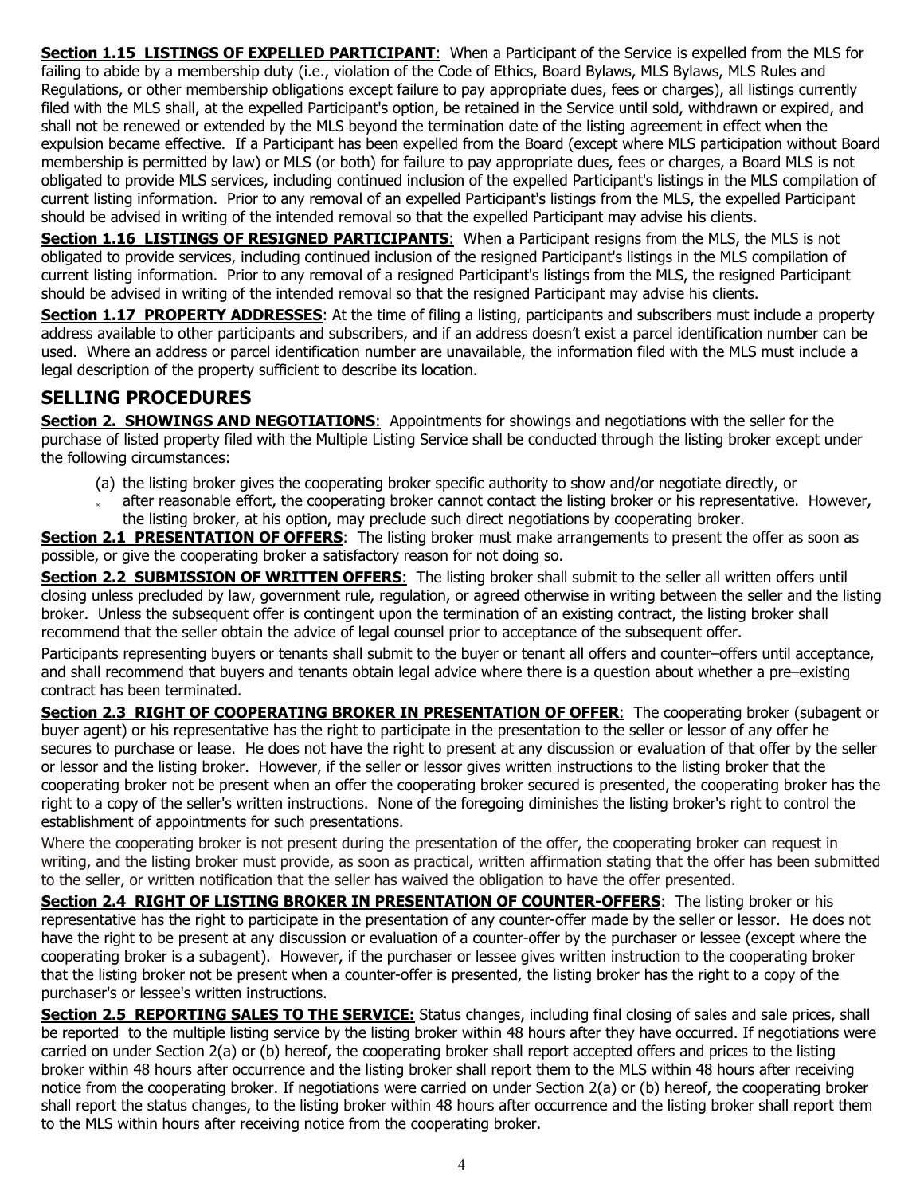**Section 1.15 LISTINGS OF EXPELLED PARTICIPANT**: When a Participant of the Service is expelled from the MLS for failing to abide by a membership duty (i.e., violation of the Code of Ethics, Board Bylaws, MLS Bylaws, MLS Rules and Regulations, or other membership obligations except failure to pay appropriate dues, fees or charges), all listings currently filed with the MLS shall, at the expelled Participant's option, be retained in the Service until sold, withdrawn or expired, and shall not be renewed or extended by the MLS beyond the termination date of the listing agreement in effect when the expulsion became effective. If a Participant has been expelled from the Board (except where MLS participation without Board membership is permitted by law) or MLS (or both) for failure to pay appropriate dues, fees or charges, a Board MLS is not obligated to provide MLS services, including continued inclusion of the expelled Participant's listings in the MLS compilation of current listing information. Prior to any removal of an expelled Participant's listings from the MLS, the expelled Participant should be advised in writing of the intended removal so that the expelled Participant may advise his clients.

**Section 1.16 LISTINGS OF RESIGNED PARTICIPANTS**: When a Participant resigns from the MLS, the MLS is not obligated to provide services, including continued inclusion of the resigned Participant's listings in the MLS compilation of current listing information. Prior to any removal of a resigned Participant's listings from the MLS, the resigned Participant should be advised in writing of the intended removal so that the resigned Participant may advise his clients.

**Section 1.17 PROPERTY ADDRESSES**: At the time of filing a listing, participants and subscribers must include a property address available to other participants and subscribers, and if an address doesn't exist a parcel identification number can be used. Where an address or parcel identification number are unavailable, the information filed with the MLS must include a legal description of the property sufficient to describe its location.

## SELLING PROCEDURES

**Section 2. SHOWINGS AND NEGOTIATIONS**: Appointments for showings and negotiations with the seller for the purchase of listed property filed with the Multiple Listing Service shall be conducted through the listing broker except under the following circumstances:

(a) the listing broker gives the cooperating broker specific authority to show and/or negotiate directly, or

(b) after reasonable effort, the cooperating broker cannot contact the listing broker or his representative. However, the listing broker, at his option, may preclude such direct negotiations by cooperating broker.

**Section 2.1 PRESENTATION OF OFFERS**: The listing broker must make arrangements to present the offer as soon as possible, or give the cooperating broker a satisfactory reason for not doing so.

**Section 2.2 SUBMISSION OF WRITTEN OFFERS**: The listing broker shall submit to the seller all written offers until closing unless precluded by law, government rule, regulation, or agreed otherwise in writing between the seller and the listing broker. Unless the subsequent offer is contingent upon the termination of an existing contract, the listing broker shall recommend that the seller obtain the advice of legal counsel prior to acceptance of the subsequent offer.

Participants representing buyers or tenants shall submit to the buyer or tenant all offers and counter–offers until acceptance, and shall recommend that buyers and tenants obtain legal advice where there is a question about whether a pre–existing contract has been terminated.

**Section 2.3 RIGHT OF COOPERATING BROKER IN PRESENTATION OF OFFER**: The cooperating broker (subagent or buyer agent) or his representative has the right to participate in the presentation to the seller or lessor of any offer he secures to purchase or lease. He does not have the right to present at any discussion or evaluation of that offer by the seller or lessor and the listing broker. However, if the seller or lessor gives written instructions to the listing broker that the cooperating broker not be present when an offer the cooperating broker secured is presented, the cooperating broker has the right to a copy of the seller's written instructions. None of the foregoing diminishes the listing broker's right to control the establishment of appointments for such presentations.

Where the cooperating broker is not present during the presentation of the offer, the cooperating broker can request in writing, and the listing broker must provide, as soon as practical, written affirmation stating that the offer has been submitted to the seller, or written notification that the seller has waived the obligation to have the offer presented.

**Section 2.4 RIGHT OF LISTING BROKER IN PRESENTATION OF COUNTER-OFFERS**: The listing broker or his representative has the right to participate in the presentation of any counter-offer made by the seller or lessor. He does not have the right to be present at any discussion or evaluation of a counter-offer by the purchaser or lessee (except where the cooperating broker is a subagent). However, if the purchaser or lessee gives written instruction to the cooperating broker that the listing broker not be present when a counter-offer is presented, the listing broker has the right to a copy of the purchaser's or lessee's written instructions.

**Section 2.5 REPORTING SALES TO THE SERVICE:** Status changes, including final closing of sales and sale prices, shall be reported to the multiple listing service by the listing broker within 48 hours after they have occurred. If negotiations were carried on under Section 2(a) or (b) hereof, the cooperating broker shall report accepted offers and prices to the listing broker within 48 hours after occurrence and the listing broker shall report them to the MLS within 48 hours after receiving notice from the cooperating broker. If negotiations were carried on under Section 2(a) or (b) hereof, the cooperating broker shall report the status changes, to the listing broker within 48 hours after occurrence and the listing broker shall report them to the MLS within hours after receiving notice from the cooperating broker.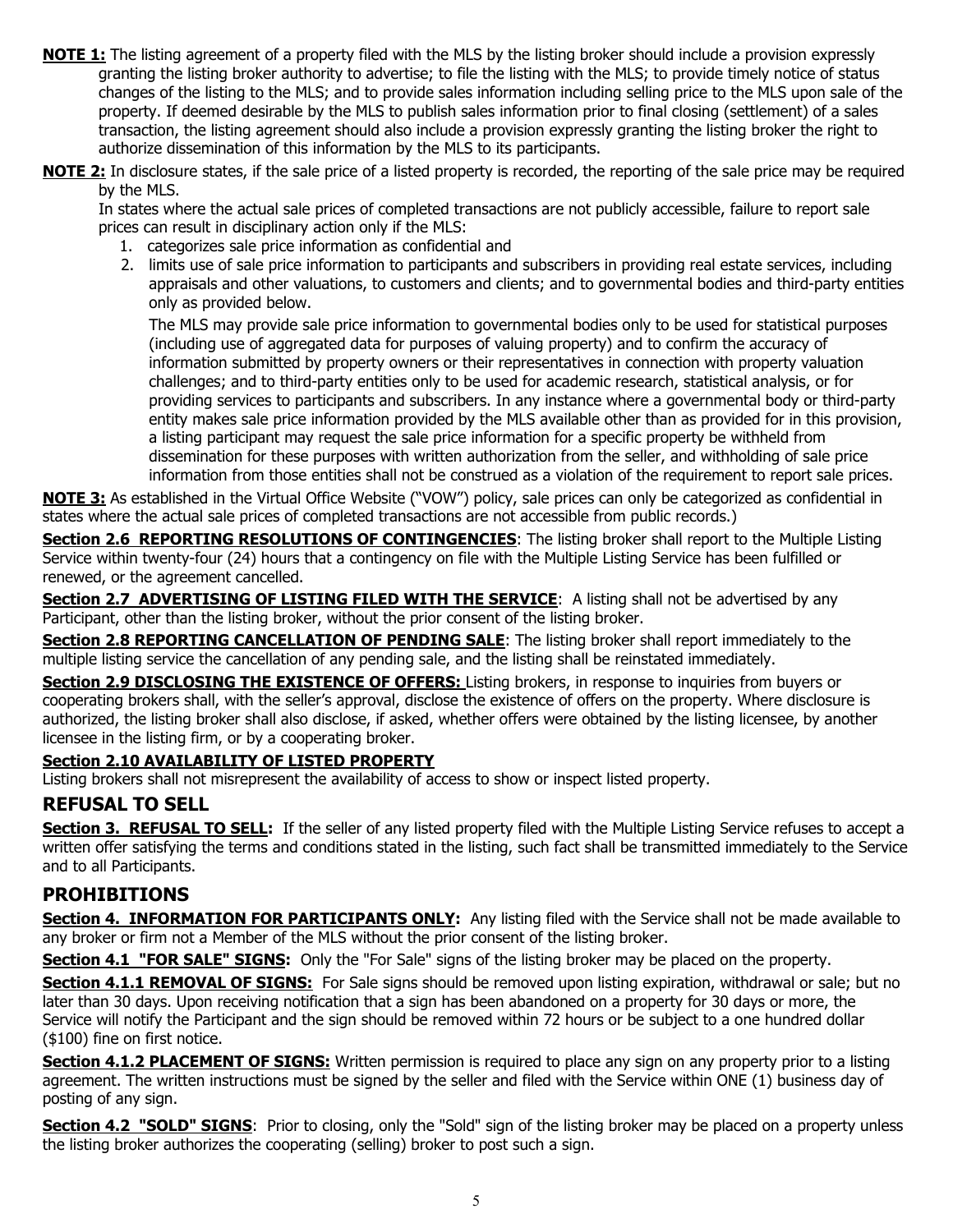**NOTE 1:** The listing agreement of a property filed with the MLS by the listing broker should include a provision expressly granting the listing broker authority to advertise; to file the listing with the MLS; to provide timely notice of status changes of the listing to the MLS; and to provide sales information including selling price to the MLS upon sale of the property. If deemed desirable by the MLS to publish sales information prior to final closing (settlement) of a sales transaction, the listing agreement should also include a provision expressly granting the listing broker the right to authorize dissemination of this information by the MLS to its participants.

**NOTE 2:** In disclosure states, if the sale price of a listed property is recorded, the reporting of the sale price may be required by the MLS.

In states where the actual sale prices of completed transactions are not publicly accessible, failure to report sale prices can result in disciplinary action only if the MLS:

1. categorizes sale price information as confidential and
2. limits use of sale price information to participants and subscribers in providing real estate services, including appraisals and other valuations, to customers and clients; and to governmental bodies and third-party entities only as provided below.

   The MLS may provide sale price information to governmental bodies only to be used for statistical purposes (including use of aggregated data for purposes of valuing property) and to confirm the accuracy of information submitted by property owners or their representatives in connection with property valuation challenges; and to third-party entities only to be used for academic research, statistical analysis, or for providing services to participants and subscribers. In any instance where a governmental body or third-party entity makes sale price information provided by the MLS available other than as provided for in this provision, a listing participant may request the sale price information for a specific property be withheld from dissemination for these purposes with written authorization from the seller, and withholding of sale price information from those entities shall not be construed as a violation of the requirement to report sale prices.

**NOTE 3:** As established in the Virtual Office Website ("VOW") policy, sale prices can only be categorized as confidential in states where the actual sale prices of completed transactions are not accessible from public records.)

**Section 2.6 REPORTING RESOLUTIONS OF CONTINGENCIES**: The listing broker shall report to the Multiple Listing Service within twenty-four (24) hours that a contingency on file with the Multiple Listing Service has been fulfilled or renewed, or the agreement cancelled.

**Section 2.7 ADVERTISING OF LISTING FILED WITH THE SERVICE**: A listing shall not be advertised by any Participant, other than the listing broker, without the prior consent of the listing broker.

**Section 2.8 REPORTING CANCELLATION OF PENDING SALE**: The listing broker shall report immediately to the multiple listing service the cancellation of any pending sale, and the listing shall be reinstated immediately.

**Section 2.9 DISCLOSING THE EXISTENCE OF OFFERS:** Listing brokers, in response to inquiries from buyers or cooperating brokers shall, with the seller's approval, disclose the existence of offers on the property. Where disclosure is authorized, the listing broker shall also disclose, if asked, whether offers were obtained by the listing licensee, by another licensee in the listing firm, or by a cooperating broker.

**Section 2.10 AVAILABILITY OF LISTED PROPERTY**

Listing brokers shall not misrepresent the availability of access to show or inspect listed property.

## REFUSAL TO SELL

**Section 3. REFUSAL TO SELL:** If the seller of any listed property filed with the Multiple Listing Service refuses to accept a written offer satisfying the terms and conditions stated in the listing, such fact shall be transmitted immediately to the Service and to all Participants.

## PROHIBITIONS

**Section 4. INFORMATION FOR PARTICIPANTS ONLY:** Any listing filed with the Service shall not be made available to any broker or firm not a Member of the MLS without the prior consent of the listing broker.

**Section 4.1 "FOR SALE" SIGNS:** Only the "For Sale" signs of the listing broker may be placed on the property.

**Section 4.1.1 REMOVAL OF SIGNS:** For Sale signs should be removed upon listing expiration, withdrawal or sale; but no later than 30 days. Upon receiving notification that a sign has been abandoned on a property for 30 days or more, the Service will notify the Participant and the sign should be removed within 72 hours or be subject to a one hundred dollar ($100) fine on first notice.

**Section 4.1.2 PLACEMENT OF SIGNS:** Written permission is required to place any sign on any property prior to a listing agreement. The written instructions must be signed by the seller and filed with the Service within ONE (1) business day of posting of any sign.

**Section 4.2 "SOLD" SIGNS**: Prior to closing, only the "Sold" sign of the listing broker may be placed on a property unless the listing broker authorizes the cooperating (selling) broker to post such a sign.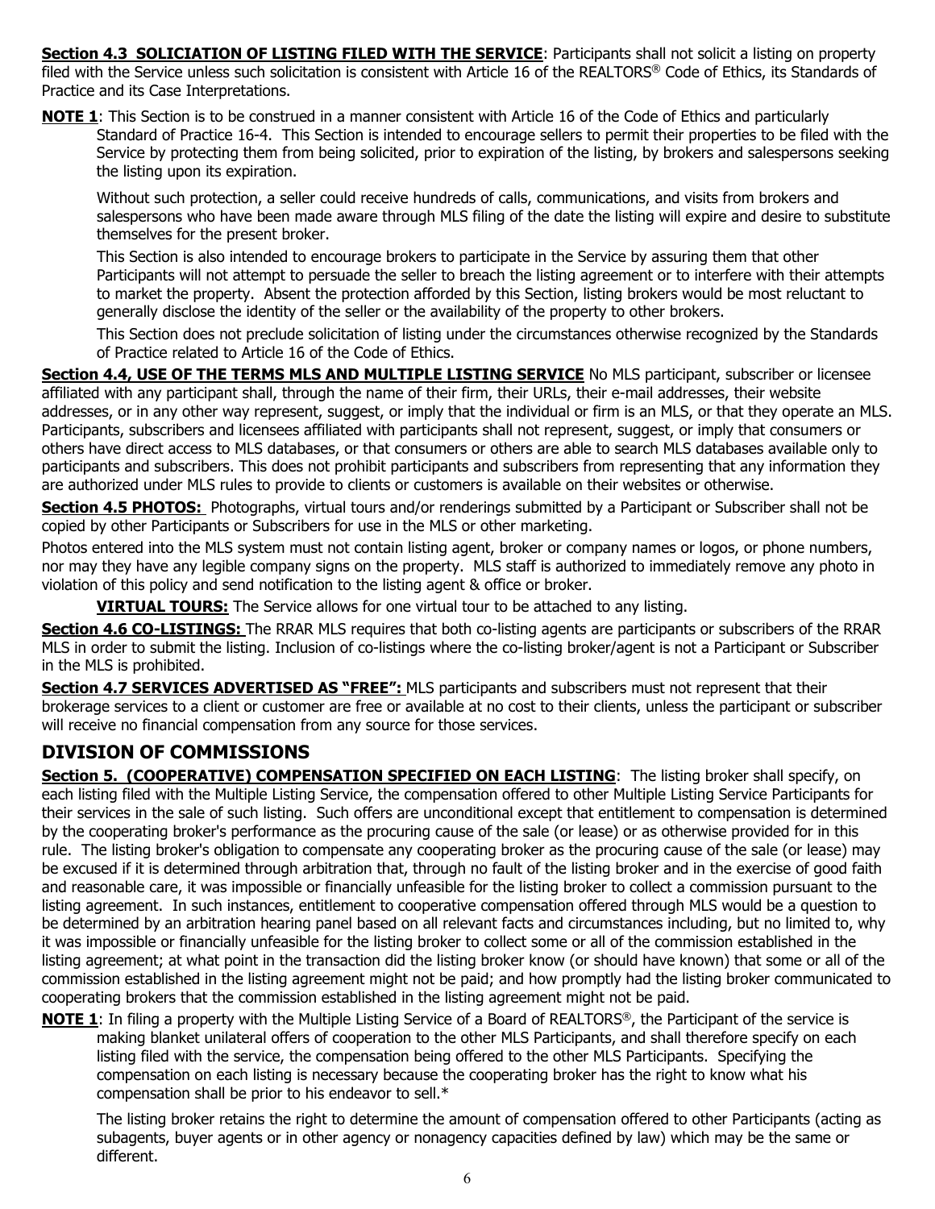**Section 4.3 SOLICIATION OF LISTING FILED WITH THE SERVICE**: Participants shall not solicit a listing on property filed with the Service unless such solicitation is consistent with Article 16 of the REALTORS® Code of Ethics, its Standards of Practice and its Case Interpretations.

**NOTE 1**: This Section is to be construed in a manner consistent with Article 16 of the Code of Ethics and particularly Standard of Practice 16-4. This Section is intended to encourage sellers to permit their properties to be filed with the Service by protecting them from being solicited, prior to expiration of the listing, by brokers and salespersons seeking the listing upon its expiration.

Without such protection, a seller could receive hundreds of calls, communications, and visits from brokers and salespersons who have been made aware through MLS filing of the date the listing will expire and desire to substitute themselves for the present broker.

This Section is also intended to encourage brokers to participate in the Service by assuring them that other Participants will not attempt to persuade the seller to breach the listing agreement or to interfere with their attempts to market the property. Absent the protection afforded by this Section, listing brokers would be most reluctant to generally disclose the identity of the seller or the availability of the property to other brokers.

This Section does not preclude solicitation of listing under the circumstances otherwise recognized by the Standards of Practice related to Article 16 of the Code of Ethics.

**Section 4.4, USE OF THE TERMS MLS AND MULTIPLE LISTING SERVICE** No MLS participant, subscriber or licensee affiliated with any participant shall, through the name of their firm, their URLs, their e-mail addresses, their website addresses, or in any other way represent, suggest, or imply that the individual or firm is an MLS, or that they operate an MLS. Participants, subscribers and licensees affiliated with participants shall not represent, suggest, or imply that consumers or others have direct access to MLS databases, or that consumers or others are able to search MLS databases available only to participants and subscribers. This does not prohibit participants and subscribers from representing that any information they are authorized under MLS rules to provide to clients or customers is available on their websites or otherwise.

**Section 4.5 PHOTOS:** Photographs, virtual tours and/or renderings submitted by a Participant or Subscriber shall not be copied by other Participants or Subscribers for use in the MLS or other marketing.

Photos entered into the MLS system must not contain listing agent, broker or company names or logos, or phone numbers, nor may they have any legible company signs on the property. MLS staff is authorized to immediately remove any photo in violation of this policy and send notification to the listing agent & office or broker.

**VIRTUAL TOURS:** The Service allows for one virtual tour to be attached to any listing.

**Section 4.6 CO-LISTINGS:** The RRAR MLS requires that both co-listing agents are participants or subscribers of the RRAR MLS in order to submit the listing. Inclusion of co-listings where the co-listing broker/agent is not a Participant or Subscriber in the MLS is prohibited.

**Section 4.7 SERVICES ADVERTISED AS "FREE":** MLS participants and subscribers must not represent that their brokerage services to a client or customer are free or available at no cost to their clients, unless the participant or subscriber will receive no financial compensation from any source for those services.

## DIVISION OF COMMISSIONS

**Section 5. (COOPERATIVE) COMPENSATION SPECIFIED ON EACH LISTING**: The listing broker shall specify, on each listing filed with the Multiple Listing Service, the compensation offered to other Multiple Listing Service Participants for their services in the sale of such listing. Such offers are unconditional except that entitlement to compensation is determined by the cooperating broker's performance as the procuring cause of the sale (or lease) or as otherwise provided for in this rule. The listing broker's obligation to compensate any cooperating broker as the procuring cause of the sale (or lease) may be excused if it is determined through arbitration that, through no fault of the listing broker and in the exercise of good faith and reasonable care, it was impossible or financially unfeasible for the listing broker to collect a commission pursuant to the listing agreement. In such instances, entitlement to cooperative compensation offered through MLS would be a question to be determined by an arbitration hearing panel based on all relevant facts and circumstances including, but no limited to, why it was impossible or financially unfeasible for the listing broker to collect some or all of the commission established in the listing agreement; at what point in the transaction did the listing broker know (or should have known) that some or all of the commission established in the listing agreement might not be paid; and how promptly had the listing broker communicated to cooperating brokers that the commission established in the listing agreement might not be paid.

**NOTE 1**: In filing a property with the Multiple Listing Service of a Board of REALTORS®, the Participant of the service is making blanket unilateral offers of cooperation to the other MLS Participants, and shall therefore specify on each listing filed with the service, the compensation being offered to the other MLS Participants. Specifying the compensation on each listing is necessary because the cooperating broker has the right to know what his compensation shall be prior to his endeavor to sell.*

The listing broker retains the right to determine the amount of compensation offered to other Participants (acting as subagents, buyer agents or in other agency or nonagency capacities defined by law) which may be the same or different.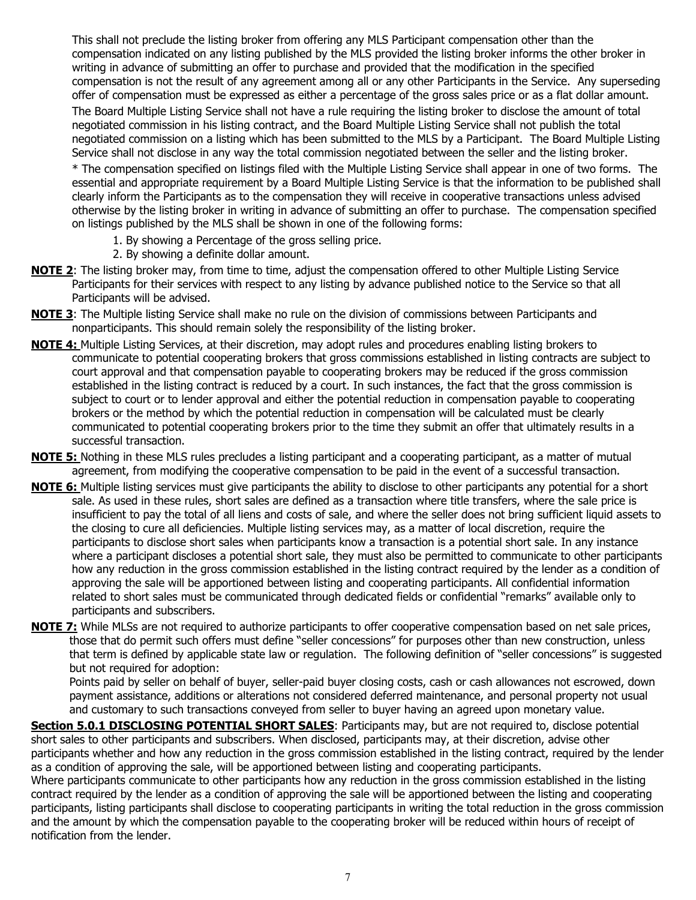This shall not preclude the listing broker from offering any MLS Participant compensation other than the compensation indicated on any listing published by the MLS provided the listing broker informs the other broker in writing in advance of submitting an offer to purchase and provided that the modification in the specified compensation is not the result of any agreement among all or any other Participants in the Service. Any superseding offer of compensation must be expressed as either a percentage of the gross sales price or as a flat dollar amount.

The Board Multiple Listing Service shall not have a rule requiring the listing broker to disclose the amount of total negotiated commission in his listing contract, and the Board Multiple Listing Service shall not publish the total negotiated commission on a listing which has been submitted to the MLS by a Participant. The Board Multiple Listing Service shall not disclose in any way the total commission negotiated between the seller and the listing broker.

* The compensation specified on listings filed with the Multiple Listing Service shall appear in one of two forms. The essential and appropriate requirement by a Board Multiple Listing Service is that the information to be published shall clearly inform the Participants as to the compensation they will receive in cooperative transactions unless advised otherwise by the listing broker in writing in advance of submitting an offer to purchase. The compensation specified on listings published by the MLS shall be shown in one of the following forms:

1. By showing a Percentage of the gross selling price.
2. By showing a definite dollar amount.

**NOTE 2**: The listing broker may, from time to time, adjust the compensation offered to other Multiple Listing Service Participants for their services with respect to any listing by advance published notice to the Service so that all Participants will be advised.

**NOTE 3**: The Multiple listing Service shall make no rule on the division of commissions between Participants and nonparticipants. This should remain solely the responsibility of the listing broker.

**NOTE 4:** Multiple Listing Services, at their discretion, may adopt rules and procedures enabling listing brokers to communicate to potential cooperating brokers that gross commissions established in listing contracts are subject to court approval and that compensation payable to cooperating brokers may be reduced if the gross commission established in the listing contract is reduced by a court. In such instances, the fact that the gross commission is subject to court or to lender approval and either the potential reduction in compensation payable to cooperating brokers or the method by which the potential reduction in compensation will be calculated must be clearly communicated to potential cooperating brokers prior to the time they submit an offer that ultimately results in a successful transaction.

**NOTE 5:** Nothing in these MLS rules precludes a listing participant and a cooperating participant, as a matter of mutual agreement, from modifying the cooperative compensation to be paid in the event of a successful transaction.

**NOTE 6:** Multiple listing services must give participants the ability to disclose to other participants any potential for a short sale. As used in these rules, short sales are defined as a transaction where title transfers, where the sale price is insufficient to pay the total of all liens and costs of sale, and where the seller does not bring sufficient liquid assets to the closing to cure all deficiencies. Multiple listing services may, as a matter of local discretion, require the participants to disclose short sales when participants know a transaction is a potential short sale. In any instance where a participant discloses a potential short sale, they must also be permitted to communicate to other participants how any reduction in the gross commission established in the listing contract required by the lender as a condition of approving the sale will be apportioned between listing and cooperating participants. All confidential information related to short sales must be communicated through dedicated fields or confidential "remarks" available only to participants and subscribers.

**NOTE 7:** While MLSs are not required to authorize participants to offer cooperative compensation based on net sale prices, those that do permit such offers must define "seller concessions" for purposes other than new construction, unless that term is defined by applicable state law or regulation. The following definition of "seller concessions" is suggested but not required for adoption:

Points paid by seller on behalf of buyer, seller-paid buyer closing costs, cash or cash allowances not escrowed, down payment assistance, additions or alterations not considered deferred maintenance, and personal property not usual and customary to such transactions conveyed from seller to buyer having an agreed upon monetary value.

**Section 5.0.1 DISCLOSING POTENTIAL SHORT SALES**: Participants may, but are not required to, disclose potential short sales to other participants and subscribers. When disclosed, participants may, at their discretion, advise other participants whether and how any reduction in the gross commission established in the listing contract, required by the lender as a condition of approving the sale, will be apportioned between listing and cooperating participants.

Where participants communicate to other participants how any reduction in the gross commission established in the listing contract required by the lender as a condition of approving the sale will be apportioned between the listing and cooperating participants, listing participants shall disclose to cooperating participants in writing the total reduction in the gross commission and the amount by which the compensation payable to the cooperating broker will be reduced within hours of receipt of notification from the lender.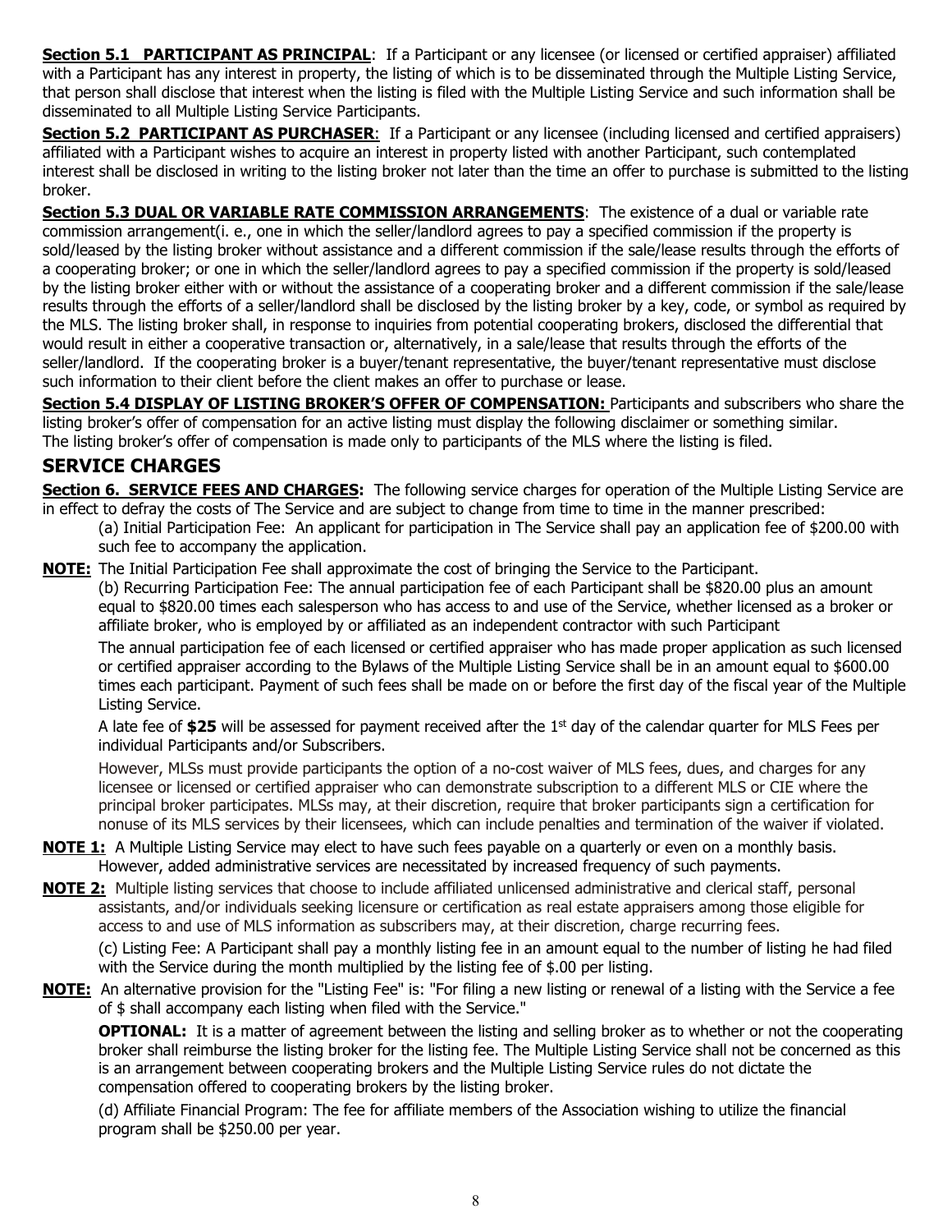**Section 5.1 PARTICIPANT AS PRINCIPAL**: If a Participant or any licensee (or licensed or certified appraiser) affiliated with a Participant has any interest in property, the listing of which is to be disseminated through the Multiple Listing Service, that person shall disclose that interest when the listing is filed with the Multiple Listing Service and such information shall be disseminated to all Multiple Listing Service Participants.

**Section 5.2 PARTICIPANT AS PURCHASER**: If a Participant or any licensee (including licensed and certified appraisers) affiliated with a Participant wishes to acquire an interest in property listed with another Participant, such contemplated interest shall be disclosed in writing to the listing broker not later than the time an offer to purchase is submitted to the listing broker.

**Section 5.3 DUAL OR VARIABLE RATE COMMISSION ARRANGEMENTS**: The existence of a dual or variable rate commission arrangement(i. e., one in which the seller/landlord agrees to pay a specified commission if the property is sold/leased by the listing broker without assistance and a different commission if the sale/lease results through the efforts of a cooperating broker; or one in which the seller/landlord agrees to pay a specified commission if the property is sold/leased by the listing broker either with or without the assistance of a cooperating broker and a different commission if the sale/lease results through the efforts of a seller/landlord shall be disclosed by the listing broker by a key, code, or symbol as required by the MLS. The listing broker shall, in response to inquiries from potential cooperating brokers, disclosed the differential that would result in either a cooperative transaction or, alternatively, in a sale/lease that results through the efforts of the seller/landlord. If the cooperating broker is a buyer/tenant representative, the buyer/tenant representative must disclose such information to their client before the client makes an offer to purchase or lease.

**Section 5.4 DISPLAY OF LISTING BROKER'S OFFER OF COMPENSATION:** Participants and subscribers who share the listing broker's offer of compensation for an active listing must display the following disclaimer or something similar. The listing broker's offer of compensation is made only to participants of the MLS where the listing is filed.

## SERVICE CHARGES

**Section 6. SERVICE FEES AND CHARGES:** The following service charges for operation of the Multiple Listing Service are in effect to defray the costs of The Service and are subject to change from time to time in the manner prescribed:

(a) Initial Participation Fee: An applicant for participation in The Service shall pay an application fee of $200.00 with such fee to accompany the application.

**NOTE:** The Initial Participation Fee shall approximate the cost of bringing the Service to the Participant.

(b) Recurring Participation Fee: The annual participation fee of each Participant shall be $820.00 plus an amount equal to $820.00 times each salesperson who has access to and use of the Service, whether licensed as a broker or affiliate broker, who is employed by or affiliated as an independent contractor with such Participant

The annual participation fee of each licensed or certified appraiser who has made proper application as such licensed or certified appraiser according to the Bylaws of the Multiple Listing Service shall be in an amount equal to $600.00 times each participant. Payment of such fees shall be made on or before the first day of the fiscal year of the Multiple Listing Service.

A late fee of **$25** will be assessed for payment received after the 1st day of the calendar quarter for MLS Fees per individual Participants and/or Subscribers.

However, MLSs must provide participants the option of a no-cost waiver of MLS fees, dues, and charges for any licensee or licensed or certified appraiser who can demonstrate subscription to a different MLS or CIE where the principal broker participates. MLSs may, at their discretion, require that broker participants sign a certification for nonuse of its MLS services by their licensees, which can include penalties and termination of the waiver if violated.

**NOTE 1:** A Multiple Listing Service may elect to have such fees payable on a quarterly or even on a monthly basis. However, added administrative services are necessitated by increased frequency of such payments.

**NOTE 2:** Multiple listing services that choose to include affiliated unlicensed administrative and clerical staff, personal assistants, and/or individuals seeking licensure or certification as real estate appraisers among those eligible for access to and use of MLS information as subscribers may, at their discretion, charge recurring fees.

(c) Listing Fee: A Participant shall pay a monthly listing fee in an amount equal to the number of listing he had filed with the Service during the month multiplied by the listing fee of $.00 per listing.

**NOTE:** An alternative provision for the "Listing Fee" is: "For filing a new listing or renewal of a listing with the Service a fee of $ shall accompany each listing when filed with the Service."

**OPTIONAL:** It is a matter of agreement between the listing and selling broker as to whether or not the cooperating broker shall reimburse the listing broker for the listing fee. The Multiple Listing Service shall not be concerned as this is an arrangement between cooperating brokers and the Multiple Listing Service rules do not dictate the compensation offered to cooperating brokers by the listing broker.

(d) Affiliate Financial Program: The fee for affiliate members of the Association wishing to utilize the financial program shall be $250.00 per year.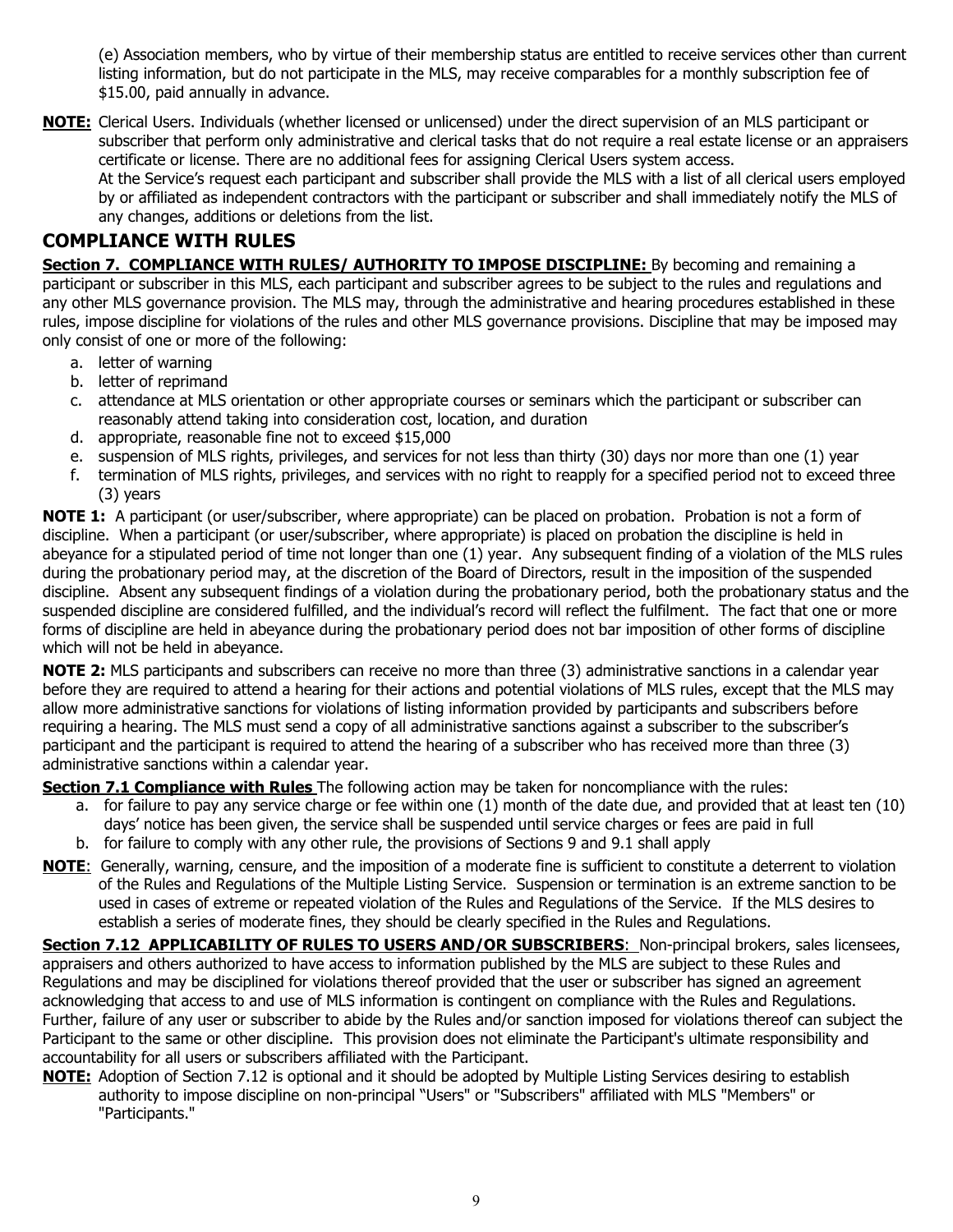(e) Association members, who by virtue of their membership status are entitled to receive services other than current listing information, but do not participate in the MLS, may receive comparables for a monthly subscription fee of $15.00, paid annually in advance.

**NOTE:** Clerical Users. Individuals (whether licensed or unlicensed) under the direct supervision of an MLS participant or subscriber that perform only administrative and clerical tasks that do not require a real estate license or an appraisers certificate or license. There are no additional fees for assigning Clerical Users system access.
At the Service's request each participant and subscriber shall provide the MLS with a list of all clerical users employed by or affiliated as independent contractors with the participant or subscriber and shall immediately notify the MLS of any changes, additions or deletions from the list.

## COMPLIANCE WITH RULES

**Section 7. COMPLIANCE WITH RULES/ AUTHORITY TO IMPOSE DISCIPLINE:** By becoming and remaining a participant or subscriber in this MLS, each participant and subscriber agrees to be subject to the rules and regulations and any other MLS governance provision. The MLS may, through the administrative and hearing procedures established in these rules, impose discipline for violations of the rules and other MLS governance provisions. Discipline that may be imposed may only consist of one or more of the following:

a. letter of warning
b. letter of reprimand
c. attendance at MLS orientation or other appropriate courses or seminars which the participant or subscriber can reasonably attend taking into consideration cost, location, and duration
d. appropriate, reasonable fine not to exceed $15,000
e. suspension of MLS rights, privileges, and services for not less than thirty (30) days nor more than one (1) year
f. termination of MLS rights, privileges, and services with no right to reapply for a specified period not to exceed three (3) years

**NOTE 1:** A participant (or user/subscriber, where appropriate) can be placed on probation. Probation is not a form of discipline. When a participant (or user/subscriber, where appropriate) is placed on probation the discipline is held in abeyance for a stipulated period of time not longer than one (1) year. Any subsequent finding of a violation of the MLS rules during the probationary period may, at the discretion of the Board of Directors, result in the imposition of the suspended discipline. Absent any subsequent findings of a violation during the probationary period, both the probationary status and the suspended discipline are considered fulfilled, and the individual's record will reflect the fulfilment. The fact that one or more forms of discipline are held in abeyance during the probationary period does not bar imposition of other forms of discipline which will not be held in abeyance.

**NOTE 2:** MLS participants and subscribers can receive no more than three (3) administrative sanctions in a calendar year before they are required to attend a hearing for their actions and potential violations of MLS rules, except that the MLS may allow more administrative sanctions for violations of listing information provided by participants and subscribers before requiring a hearing. The MLS must send a copy of all administrative sanctions against a subscriber to the subscriber's participant and the participant is required to attend the hearing of a subscriber who has received more than three (3) administrative sanctions within a calendar year.

**Section 7.1 Compliance with Rules** The following action may be taken for noncompliance with the rules:

a. for failure to pay any service charge or fee within one (1) month of the date due, and provided that at least ten (10) days' notice has been given, the service shall be suspended until service charges or fees are paid in full
b. for failure to comply with any other rule, the provisions of Sections 9 and 9.1 shall apply

**NOTE**: Generally, warning, censure, and the imposition of a moderate fine is sufficient to constitute a deterrent to violation of the Rules and Regulations of the Multiple Listing Service. Suspension or termination is an extreme sanction to be used in cases of extreme or repeated violation of the Rules and Regulations of the Service. If the MLS desires to establish a series of moderate fines, they should be clearly specified in the Rules and Regulations.

**Section 7.12 APPLICABILITY OF RULES TO USERS AND/OR SUBSCRIBERS**: Non-principal brokers, sales licensees, appraisers and others authorized to have access to information published by the MLS are subject to these Rules and Regulations and may be disciplined for violations thereof provided that the user or subscriber has signed an agreement acknowledging that access to and use of MLS information is contingent on compliance with the Rules and Regulations. Further, failure of any user or subscriber to abide by the Rules and/or sanction imposed for violations thereof can subject the Participant to the same or other discipline. This provision does not eliminate the Participant's ultimate responsibility and accountability for all users or subscribers affiliated with the Participant.

**NOTE:** Adoption of Section 7.12 is optional and it should be adopted by Multiple Listing Services desiring to establish authority to impose discipline on non-principal "Users" or "Subscribers" affiliated with MLS "Members" or "Participants."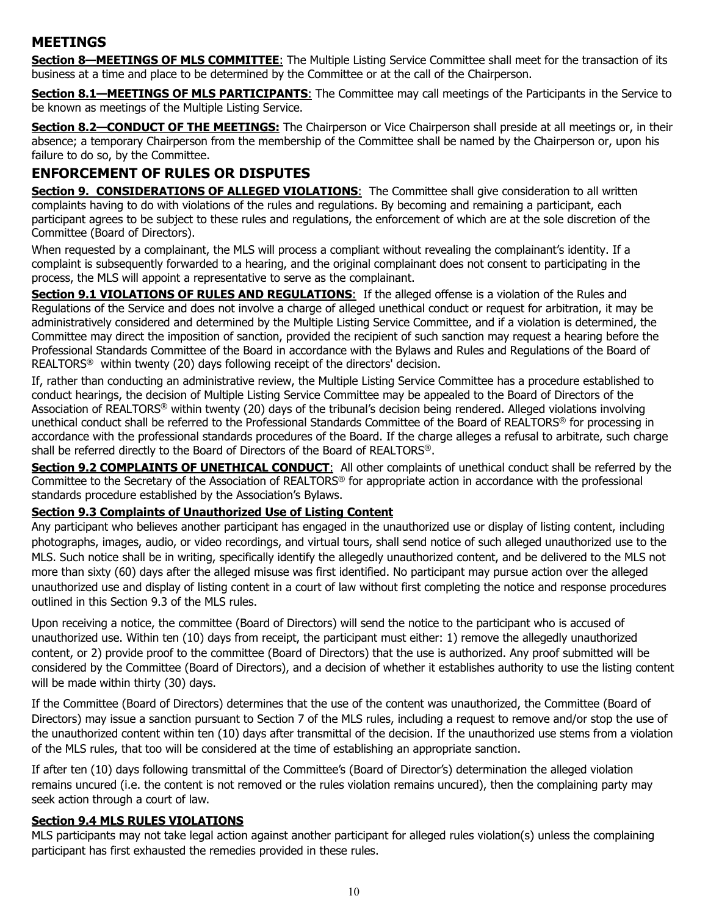## MEETINGS

**Section 8—MEETINGS OF MLS COMMITTEE**: The Multiple Listing Service Committee shall meet for the transaction of its business at a time and place to be determined by the Committee or at the call of the Chairperson.

**Section 8.1—MEETINGS OF MLS PARTICIPANTS**: The Committee may call meetings of the Participants in the Service to be known as meetings of the Multiple Listing Service.

**Section 8.2—CONDUCT OF THE MEETINGS:** The Chairperson or Vice Chairperson shall preside at all meetings or, in their absence; a temporary Chairperson from the membership of the Committee shall be named by the Chairperson or, upon his failure to do so, by the Committee.

## ENFORCEMENT OF RULES OR DISPUTES

**Section 9. CONSIDERATIONS OF ALLEGED VIOLATIONS**: The Committee shall give consideration to all written complaints having to do with violations of the rules and regulations. By becoming and remaining a participant, each participant agrees to be subject to these rules and regulations, the enforcement of which are at the sole discretion of the Committee (Board of Directors).

When requested by a complainant, the MLS will process a compliant without revealing the complainant's identity. If a complaint is subsequently forwarded to a hearing, and the original complainant does not consent to participating in the process, the MLS will appoint a representative to serve as the complainant.

**Section 9.1 VIOLATIONS OF RULES AND REGULATIONS**: If the alleged offense is a violation of the Rules and Regulations of the Service and does not involve a charge of alleged unethical conduct or request for arbitration, it may be administratively considered and determined by the Multiple Listing Service Committee, and if a violation is determined, the Committee may direct the imposition of sanction, provided the recipient of such sanction may request a hearing before the Professional Standards Committee of the Board in accordance with the Bylaws and Rules and Regulations of the Board of REALTORS® within twenty (20) days following receipt of the directors' decision.

If, rather than conducting an administrative review, the Multiple Listing Service Committee has a procedure established to conduct hearings, the decision of Multiple Listing Service Committee may be appealed to the Board of Directors of the Association of REALTORS® within twenty (20) days of the tribunal's decision being rendered. Alleged violations involving unethical conduct shall be referred to the Professional Standards Committee of the Board of REALTORS® for processing in accordance with the professional standards procedures of the Board. If the charge alleges a refusal to arbitrate, such charge shall be referred directly to the Board of Directors of the Board of REALTORS®.

**Section 9.2 COMPLAINTS OF UNETHICAL CONDUCT**: All other complaints of unethical conduct shall be referred by the Committee to the Secretary of the Association of REALTORS® for appropriate action in accordance with the professional standards procedure established by the Association's Bylaws.

**Section 9.3 Complaints of Unauthorized Use of Listing Content**

Any participant who believes another participant has engaged in the unauthorized use or display of listing content, including photographs, images, audio, or video recordings, and virtual tours, shall send notice of such alleged unauthorized use to the MLS. Such notice shall be in writing, specifically identify the allegedly unauthorized content, and be delivered to the MLS not more than sixty (60) days after the alleged misuse was first identified. No participant may pursue action over the alleged unauthorized use and display of listing content in a court of law without first completing the notice and response procedures outlined in this Section 9.3 of the MLS rules.

Upon receiving a notice, the committee (Board of Directors) will send the notice to the participant who is accused of unauthorized use. Within ten (10) days from receipt, the participant must either: 1) remove the allegedly unauthorized content, or 2) provide proof to the committee (Board of Directors) that the use is authorized. Any proof submitted will be considered by the Committee (Board of Directors), and a decision of whether it establishes authority to use the listing content will be made within thirty (30) days.

If the Committee (Board of Directors) determines that the use of the content was unauthorized, the Committee (Board of Directors) may issue a sanction pursuant to Section 7 of the MLS rules, including a request to remove and/or stop the use of the unauthorized content within ten (10) days after transmittal of the decision. If the unauthorized use stems from a violation of the MLS rules, that too will be considered at the time of establishing an appropriate sanction.

If after ten (10) days following transmittal of the Committee's (Board of Director's) determination the alleged violation remains uncured (i.e. the content is not removed or the rules violation remains uncured), then the complaining party may seek action through a court of law.

**Section 9.4 MLS RULES VIOLATIONS**

MLS participants may not take legal action against another participant for alleged rules violation(s) unless the complaining participant has first exhausted the remedies provided in these rules.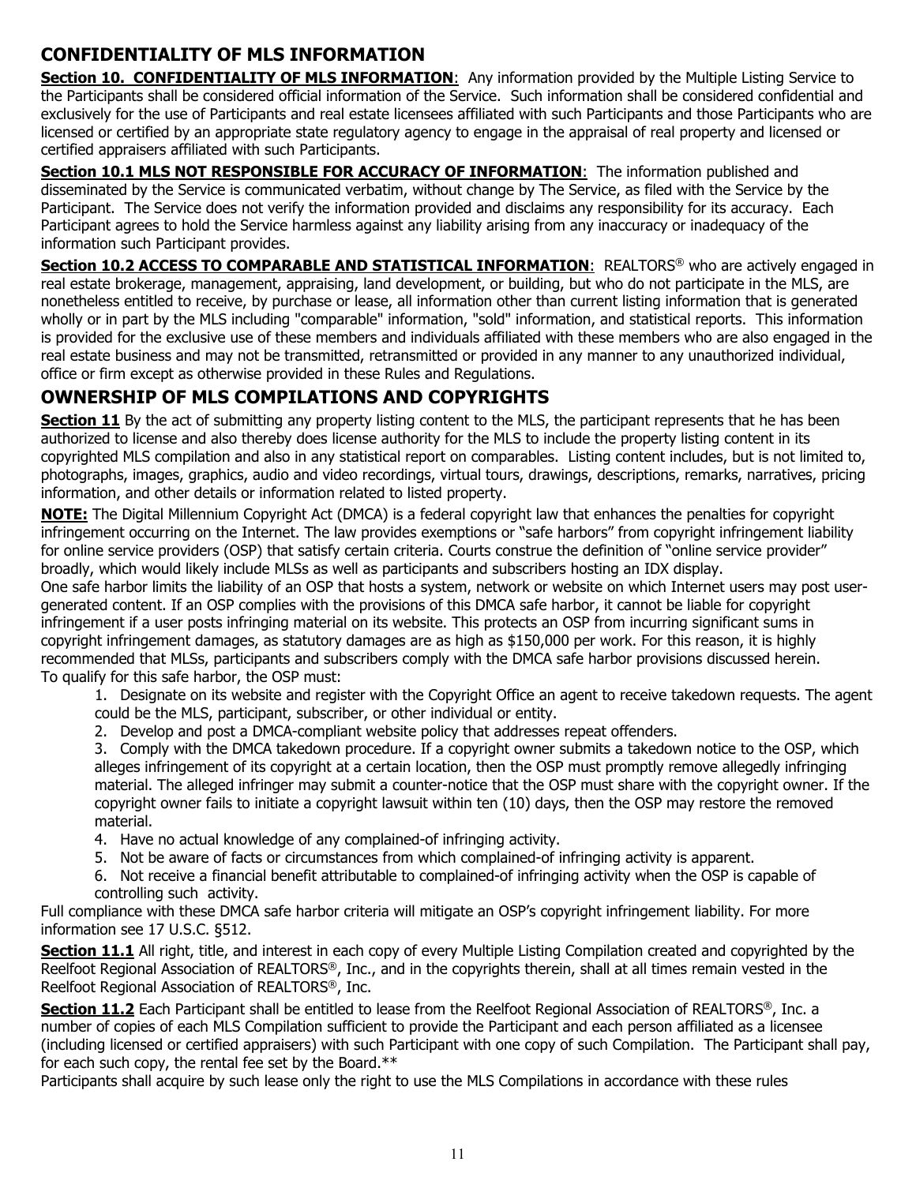## CONFIDENTIALITY OF MLS INFORMATION

**Section 10. CONFIDENTIALITY OF MLS INFORMATION**: Any information provided by the Multiple Listing Service to the Participants shall be considered official information of the Service. Such information shall be considered confidential and exclusively for the use of Participants and real estate licensees affiliated with such Participants and those Participants who are licensed or certified by an appropriate state regulatory agency to engage in the appraisal of real property and licensed or certified appraisers affiliated with such Participants.

**Section 10.1 MLS NOT RESPONSIBLE FOR ACCURACY OF INFORMATION**: The information published and disseminated by the Service is communicated verbatim, without change by The Service, as filed with the Service by the Participant. The Service does not verify the information provided and disclaims any responsibility for its accuracy. Each Participant agrees to hold the Service harmless against any liability arising from any inaccuracy or inadequacy of the information such Participant provides.

**Section 10.2 ACCESS TO COMPARABLE AND STATISTICAL INFORMATION**: REALTORS® who are actively engaged in real estate brokerage, management, appraising, land development, or building, but who do not participate in the MLS, are nonetheless entitled to receive, by purchase or lease, all information other than current listing information that is generated wholly or in part by the MLS including "comparable" information, "sold" information, and statistical reports. This information is provided for the exclusive use of these members and individuals affiliated with these members who are also engaged in the real estate business and may not be transmitted, retransmitted or provided in any manner to any unauthorized individual, office or firm except as otherwise provided in these Rules and Regulations.

## OWNERSHIP OF MLS COMPILATIONS AND COPYRIGHTS

**Section 11** By the act of submitting any property listing content to the MLS, the participant represents that he has been authorized to license and also thereby does license authority for the MLS to include the property listing content in its copyrighted MLS compilation and also in any statistical report on comparables. Listing content includes, but is not limited to, photographs, images, graphics, audio and video recordings, virtual tours, drawings, descriptions, remarks, narratives, pricing information, and other details or information related to listed property.

**NOTE:** The Digital Millennium Copyright Act (DMCA) is a federal copyright law that enhances the penalties for copyright infringement occurring on the Internet. The law provides exemptions or "safe harbors" from copyright infringement liability for online service providers (OSP) that satisfy certain criteria. Courts construe the definition of "online service provider" broadly, which would likely include MLSs as well as participants and subscribers hosting an IDX display.

One safe harbor limits the liability of an OSP that hosts a system, network or website on which Internet users may post user-generated content. If an OSP complies with the provisions of this DMCA safe harbor, it cannot be liable for copyright infringement if a user posts infringing material on its website. This protects an OSP from incurring significant sums in copyright infringement damages, as statutory damages are as high as $150,000 per work. For this reason, it is highly recommended that MLSs, participants and subscribers comply with the DMCA safe harbor provisions discussed herein.

To qualify for this safe harbor, the OSP must:

1. Designate on its website and register with the Copyright Office an agent to receive takedown requests. The agent could be the MLS, participant, subscriber, or other individual or entity.
2. Develop and post a DMCA-compliant website policy that addresses repeat offenders.
3. Comply with the DMCA takedown procedure. If a copyright owner submits a takedown notice to the OSP, which alleges infringement of its copyright at a certain location, then the OSP must promptly remove allegedly infringing material. The alleged infringer may submit a counter-notice that the OSP must share with the copyright owner. If the copyright owner fails to initiate a copyright lawsuit within ten (10) days, then the OSP may restore the removed material.
4. Have no actual knowledge of any complained-of infringing activity.
5. Not be aware of facts or circumstances from which complained-of infringing activity is apparent.
6. Not receive a financial benefit attributable to complained-of infringing activity when the OSP is capable of controlling such activity.

Full compliance with these DMCA safe harbor criteria will mitigate an OSP's copyright infringement liability. For more information see 17 U.S.C. §512.

**Section 11.1** All right, title, and interest in each copy of every Multiple Listing Compilation created and copyrighted by the Reelfoot Regional Association of REALTORS®, Inc., and in the copyrights therein, shall at all times remain vested in the Reelfoot Regional Association of REALTORS®, Inc.

**Section 11.2** Each Participant shall be entitled to lease from the Reelfoot Regional Association of REALTORS®, Inc. a number of copies of each MLS Compilation sufficient to provide the Participant and each person affiliated as a licensee (including licensed or certified appraisers) with such Participant with one copy of such Compilation. The Participant shall pay, for each such copy, the rental fee set by the Board.**

Participants shall acquire by such lease only the right to use the MLS Compilations in accordance with these rules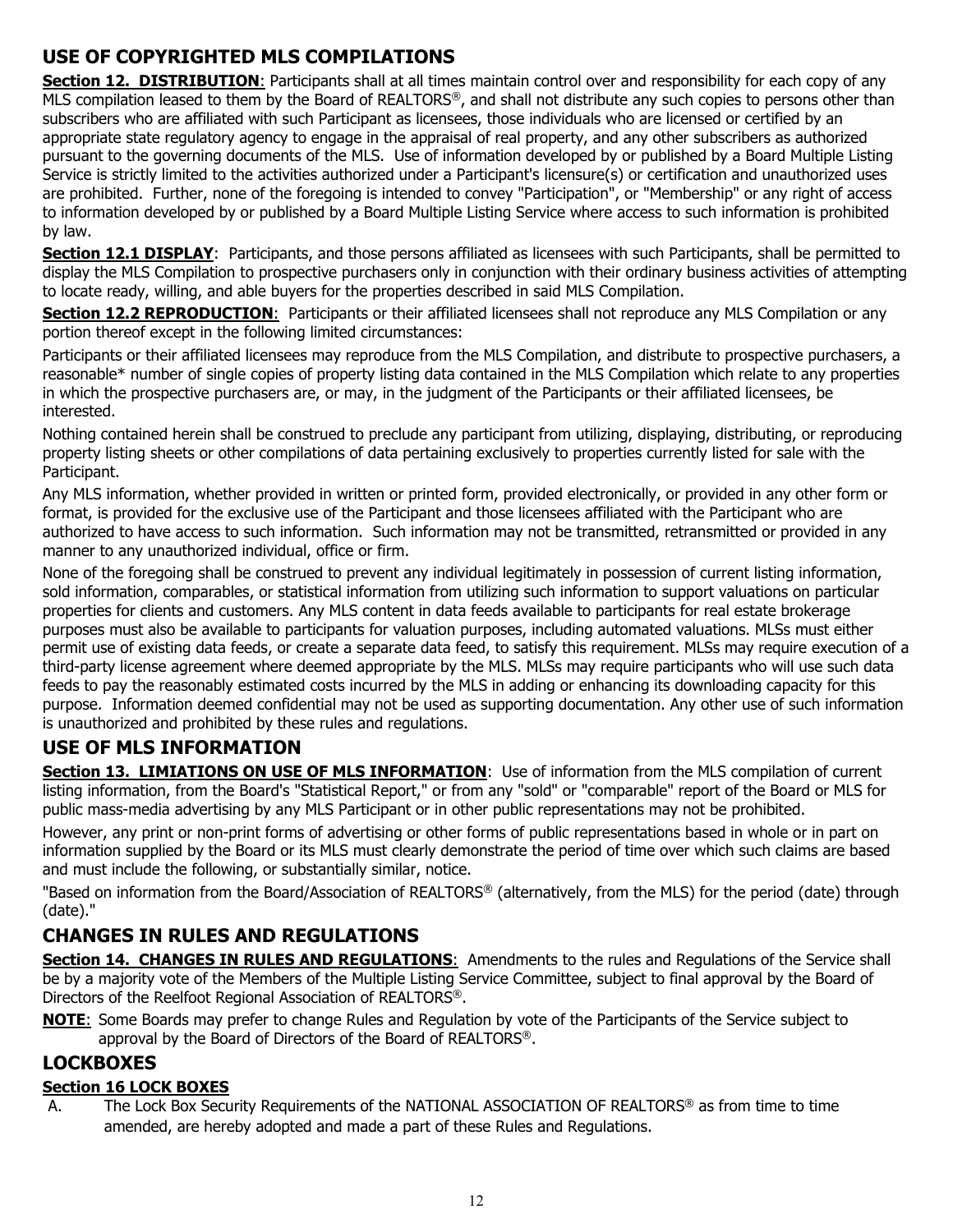## USE OF COPYRIGHTED MLS COMPILATIONS

**Section 12. DISTRIBUTION**: Participants shall at all times maintain control over and responsibility for each copy of any MLS compilation leased to them by the Board of REALTORS®, and shall not distribute any such copies to persons other than subscribers who are affiliated with such Participant as licensees, those individuals who are licensed or certified by an appropriate state regulatory agency to engage in the appraisal of real property, and any other subscribers as authorized pursuant to the governing documents of the MLS. Use of information developed by or published by a Board Multiple Listing Service is strictly limited to the activities authorized under a Participant's licensure(s) or certification and unauthorized uses are prohibited. Further, none of the foregoing is intended to convey "Participation", or "Membership" or any right of access to information developed by or published by a Board Multiple Listing Service where access to such information is prohibited by law.

**Section 12.1 DISPLAY**: Participants, and those persons affiliated as licensees with such Participants, shall be permitted to display the MLS Compilation to prospective purchasers only in conjunction with their ordinary business activities of attempting to locate ready, willing, and able buyers for the properties described in said MLS Compilation.

**Section 12.2 REPRODUCTION**: Participants or their affiliated licensees shall not reproduce any MLS Compilation or any portion thereof except in the following limited circumstances:

Participants or their affiliated licensees may reproduce from the MLS Compilation, and distribute to prospective purchasers, a reasonable* number of single copies of property listing data contained in the MLS Compilation which relate to any properties in which the prospective purchasers are, or may, in the judgment of the Participants or their affiliated licensees, be interested.

Nothing contained herein shall be construed to preclude any participant from utilizing, displaying, distributing, or reproducing property listing sheets or other compilations of data pertaining exclusively to properties currently listed for sale with the Participant.

Any MLS information, whether provided in written or printed form, provided electronically, or provided in any other form or format, is provided for the exclusive use of the Participant and those licensees affiliated with the Participant who are authorized to have access to such information. Such information may not be transmitted, retransmitted or provided in any manner to any unauthorized individual, office or firm.

None of the foregoing shall be construed to prevent any individual legitimately in possession of current listing information, sold information, comparables, or statistical information from utilizing such information to support valuations on particular properties for clients and customers. Any MLS content in data feeds available to participants for real estate brokerage purposes must also be available to participants for valuation purposes, including automated valuations. MLSs must either permit use of existing data feeds, or create a separate data feed, to satisfy this requirement. MLSs may require execution of a third-party license agreement where deemed appropriate by the MLS. MLSs may require participants who will use such data feeds to pay the reasonably estimated costs incurred by the MLS in adding or enhancing its downloading capacity for this purpose. Information deemed confidential may not be used as supporting documentation. Any other use of such information is unauthorized and prohibited by these rules and regulations.

## USE OF MLS INFORMATION

**Section 13. LIMIATIONS ON USE OF MLS INFORMATION**: Use of information from the MLS compilation of current listing information, from the Board's "Statistical Report," or from any "sold" or "comparable" report of the Board or MLS for public mass-media advertising by any MLS Participant or in other public representations may not be prohibited.

However, any print or non-print forms of advertising or other forms of public representations based in whole or in part on information supplied by the Board or its MLS must clearly demonstrate the period of time over which such claims are based and must include the following, or substantially similar, notice.

"Based on information from the Board/Association of REALTORS® (alternatively, from the MLS) for the period (date) through (date)."

## CHANGES IN RULES AND REGULATIONS

**Section 14. CHANGES IN RULES AND REGULATIONS**: Amendments to the rules and Regulations of the Service shall be by a majority vote of the Members of the Multiple Listing Service Committee, subject to final approval by the Board of Directors of the Reelfoot Regional Association of REALTORS®.

**NOTE**: Some Boards may prefer to change Rules and Regulation by vote of the Participants of the Service subject to approval by the Board of Directors of the Board of REALTORS®.

## LOCKBOXES

**Section 16 LOCK BOXES**

A. The Lock Box Security Requirements of the NATIONAL ASSOCIATION OF REALTORS® as from time to time amended, are hereby adopted and made a part of these Rules and Regulations.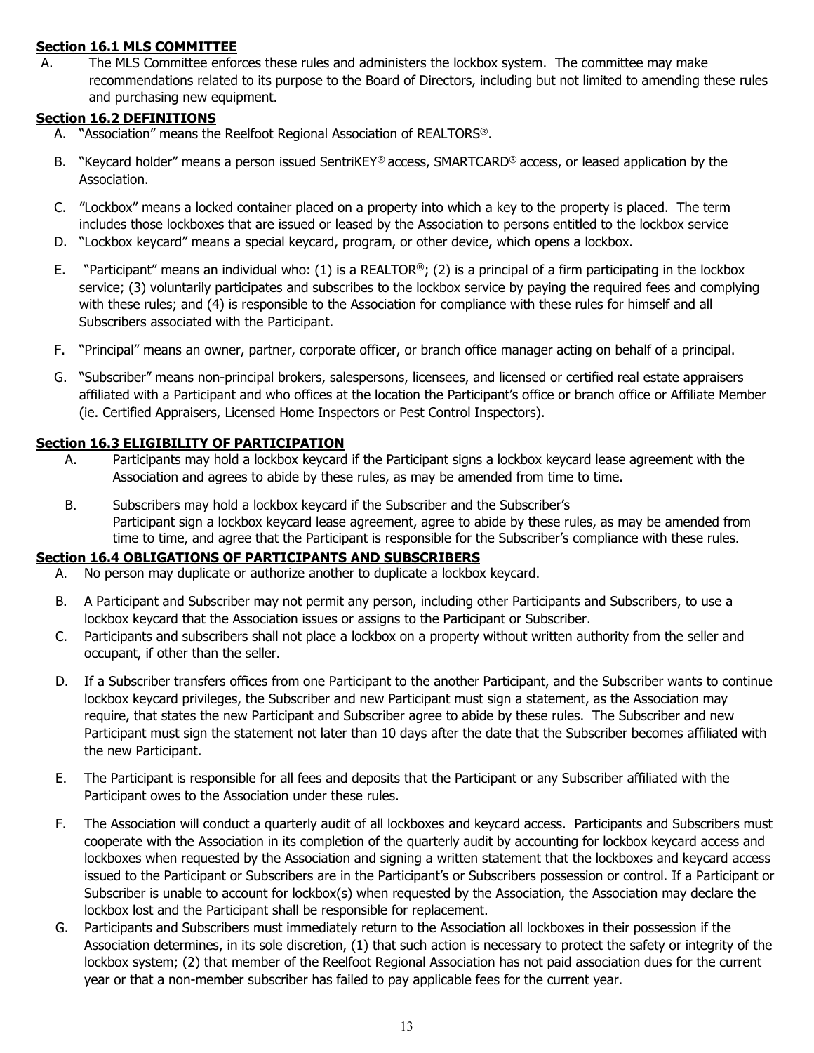**Section 16.1 MLS COMMITTEE**

A. The MLS Committee enforces these rules and administers the lockbox system. The committee may make recommendations related to its purpose to the Board of Directors, including but not limited to amending these rules and purchasing new equipment.

**Section 16.2 DEFINITIONS**

A. "Association" means the Reelfoot Regional Association of REALTORS®.

B. "Keycard holder" means a person issued SentriKEY® access, SMARTCARD® access, or leased application by the Association.

C. "Lockbox" means a locked container placed on a property into which a key to the property is placed. The term includes those lockboxes that are issued or leased by the Association to persons entitled to the lockbox service

D. "Lockbox keycard" means a special keycard, program, or other device, which opens a lockbox.

E. "Participant" means an individual who: (1) is a REALTOR®; (2) is a principal of a firm participating in the lockbox service; (3) voluntarily participates and subscribes to the lockbox service by paying the required fees and complying with these rules; and (4) is responsible to the Association for compliance with these rules for himself and all Subscribers associated with the Participant.

F. "Principal" means an owner, partner, corporate officer, or branch office manager acting on behalf of a principal.

G. "Subscriber" means non-principal brokers, salespersons, licensees, and licensed or certified real estate appraisers affiliated with a Participant and who offices at the location the Participant's office or branch office or Affiliate Member (ie. Certified Appraisers, Licensed Home Inspectors or Pest Control Inspectors).

**Section 16.3 ELIGIBILITY OF PARTICIPATION**

A. Participants may hold a lockbox keycard if the Participant signs a lockbox keycard lease agreement with the Association and agrees to abide by these rules, as may be amended from time to time.

B. Subscribers may hold a lockbox keycard if the Subscriber and the Subscriber's Participant sign a lockbox keycard lease agreement, agree to abide by these rules, as may be amended from time to time, and agree that the Participant is responsible for the Subscriber's compliance with these rules.

**Section 16.4 OBLIGATIONS OF PARTICIPANTS AND SUBSCRIBERS**

A. No person may duplicate or authorize another to duplicate a lockbox keycard.

B. A Participant and Subscriber may not permit any person, including other Participants and Subscribers, to use a lockbox keycard that the Association issues or assigns to the Participant or Subscriber.

C. Participants and subscribers shall not place a lockbox on a property without written authority from the seller and occupant, if other than the seller.

D. If a Subscriber transfers offices from one Participant to the another Participant, and the Subscriber wants to continue lockbox keycard privileges, the Subscriber and new Participant must sign a statement, as the Association may require, that states the new Participant and Subscriber agree to abide by these rules. The Subscriber and new Participant must sign the statement not later than 10 days after the date that the Subscriber becomes affiliated with the new Participant.

E. The Participant is responsible for all fees and deposits that the Participant or any Subscriber affiliated with the Participant owes to the Association under these rules.

F. The Association will conduct a quarterly audit of all lockboxes and keycard access. Participants and Subscribers must cooperate with the Association in its completion of the quarterly audit by accounting for lockbox keycard access and lockboxes when requested by the Association and signing a written statement that the lockboxes and keycard access issued to the Participant or Subscribers are in the Participant's or Subscribers possession or control. If a Participant or Subscriber is unable to account for lockbox(s) when requested by the Association, the Association may declare the lockbox lost and the Participant shall be responsible for replacement.

G. Participants and Subscribers must immediately return to the Association all lockboxes in their possession if the Association determines, in its sole discretion, (1) that such action is necessary to protect the safety or integrity of the lockbox system; (2) that member of the Reelfoot Regional Association has not paid association dues for the current year or that a non-member subscriber has failed to pay applicable fees for the current year.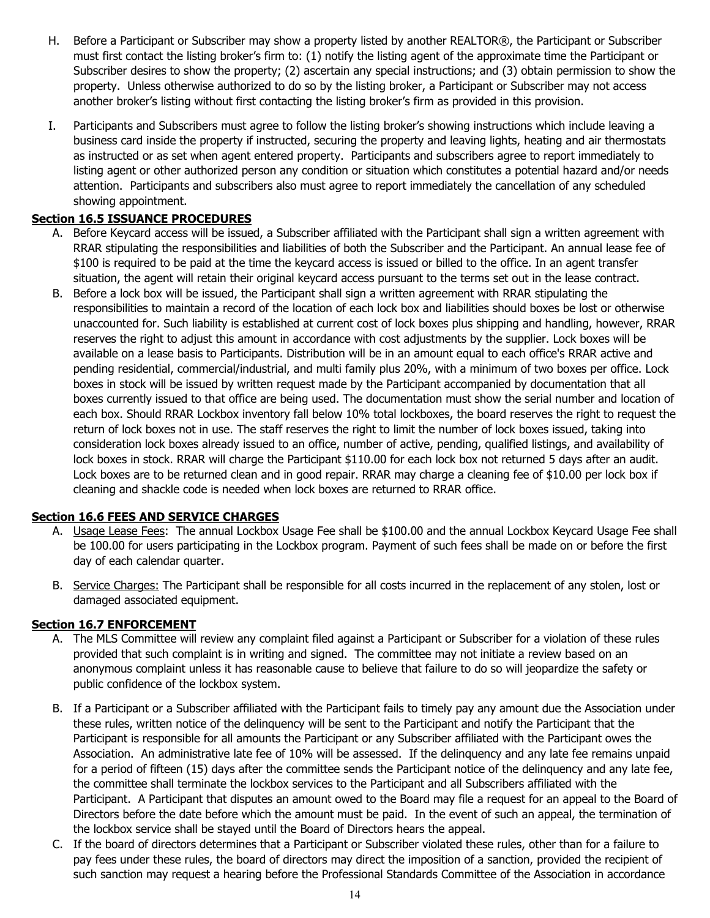H. Before a Participant or Subscriber may show a property listed by another REALTOR®, the Participant or Subscriber must first contact the listing broker's firm to: (1) notify the listing agent of the approximate time the Participant or Subscriber desires to show the property; (2) ascertain any special instructions; and (3) obtain permission to show the property. Unless otherwise authorized to do so by the listing broker, a Participant or Subscriber may not access another broker's listing without first contacting the listing broker's firm as provided in this provision.

I. Participants and Subscribers must agree to follow the listing broker's showing instructions which include leaving a business card inside the property if instructed, securing the property and leaving lights, heating and air thermostats as instructed or as set when agent entered property. Participants and subscribers agree to report immediately to listing agent or other authorized person any condition or situation which constitutes a potential hazard and/or needs attention. Participants and subscribers also must agree to report immediately the cancellation of any scheduled showing appointment.

**Section 16.5 ISSUANCE PROCEDURES**

A. Before Keycard access will be issued, a Subscriber affiliated with the Participant shall sign a written agreement with RRAR stipulating the responsibilities and liabilities of both the Subscriber and the Participant. An annual lease fee of $100 is required to be paid at the time the keycard access is issued or billed to the office. In an agent transfer situation, the agent will retain their original keycard access pursuant to the terms set out in the lease contract.

B. Before a lock box will be issued, the Participant shall sign a written agreement with RRAR stipulating the responsibilities to maintain a record of the location of each lock box and liabilities should boxes be lost or otherwise unaccounted for. Such liability is established at current cost of lock boxes plus shipping and handling, however, RRAR reserves the right to adjust this amount in accordance with cost adjustments by the supplier. Lock boxes will be available on a lease basis to Participants. Distribution will be in an amount equal to each office's RRAR active and pending residential, commercial/industrial, and multi family plus 20%, with a minimum of two boxes per office. Lock boxes in stock will be issued by written request made by the Participant accompanied by documentation that all boxes currently issued to that office are being used. The documentation must show the serial number and location of each box. Should RRAR Lockbox inventory fall below 10% total lockboxes, the board reserves the right to request the return of lock boxes not in use. The staff reserves the right to limit the number of lock boxes issued, taking into consideration lock boxes already issued to an office, number of active, pending, qualified listings, and availability of lock boxes in stock. RRAR will charge the Participant $110.00 for each lock box not returned 5 days after an audit. Lock boxes are to be returned clean and in good repair. RRAR may charge a cleaning fee of $10.00 per lock box if cleaning and shackle code is needed when lock boxes are returned to RRAR office.

**Section 16.6 FEES AND SERVICE CHARGES**

A. Usage Lease Fees: The annual Lockbox Usage Fee shall be $100.00 and the annual Lockbox Keycard Usage Fee shall be 100.00 for users participating in the Lockbox program. Payment of such fees shall be made on or before the first day of each calendar quarter.

B. Service Charges: The Participant shall be responsible for all costs incurred in the replacement of any stolen, lost or damaged associated equipment.

**Section 16.7 ENFORCEMENT**

A. The MLS Committee will review any complaint filed against a Participant or Subscriber for a violation of these rules provided that such complaint is in writing and signed. The committee may not initiate a review based on an anonymous complaint unless it has reasonable cause to believe that failure to do so will jeopardize the safety or public confidence of the lockbox system.

B. If a Participant or a Subscriber affiliated with the Participant fails to timely pay any amount due the Association under these rules, written notice of the delinquency will be sent to the Participant and notify the Participant that the Participant is responsible for all amounts the Participant or any Subscriber affiliated with the Participant owes the Association. An administrative late fee of 10% will be assessed. If the delinquency and any late fee remains unpaid for a period of fifteen (15) days after the committee sends the Participant notice of the delinquency and any late fee, the committee shall terminate the lockbox services to the Participant and all Subscribers affiliated with the Participant. A Participant that disputes an amount owed to the Board may file a request for an appeal to the Board of Directors before the date before which the amount must be paid. In the event of such an appeal, the termination of the lockbox service shall be stayed until the Board of Directors hears the appeal.

C. If the board of directors determines that a Participant or Subscriber violated these rules, other than for a failure to pay fees under these rules, the board of directors may direct the imposition of a sanction, provided the recipient of such sanction may request a hearing before the Professional Standards Committee of the Association in accordance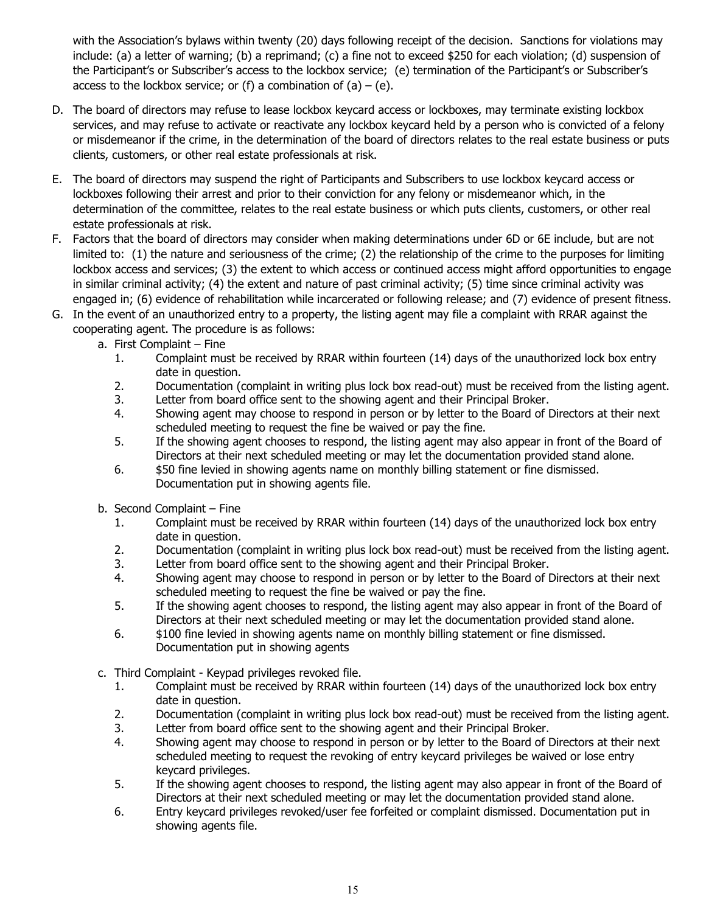with the Association's bylaws within twenty (20) days following receipt of the decision. Sanctions for violations may include: (a) a letter of warning; (b) a reprimand; (c) a fine not to exceed $250 for each violation; (d) suspension of the Participant's or Subscriber's access to the lockbox service; (e) termination of the Participant's or Subscriber's access to the lockbox service; or (f) a combination of (a) – (e).

D. The board of directors may refuse to lease lockbox keycard access or lockboxes, may terminate existing lockbox services, and may refuse to activate or reactivate any lockbox keycard held by a person who is convicted of a felony or misdemeanor if the crime, in the determination of the board of directors relates to the real estate business or puts clients, customers, or other real estate professionals at risk.

E. The board of directors may suspend the right of Participants and Subscribers to use lockbox keycard access or lockboxes following their arrest and prior to their conviction for any felony or misdemeanor which, in the determination of the committee, relates to the real estate business or which puts clients, customers, or other real estate professionals at risk.

F. Factors that the board of directors may consider when making determinations under 6D or 6E include, but are not limited to: (1) the nature and seriousness of the crime; (2) the relationship of the crime to the purposes for limiting lockbox access and services; (3) the extent to which access or continued access might afford opportunities to engage in similar criminal activity; (4) the extent and nature of past criminal activity; (5) time since criminal activity was engaged in; (6) evidence of rehabilitation while incarcerated or following release; and (7) evidence of present fitness.

G. In the event of an unauthorized entry to a property, the listing agent may file a complaint with RRAR against the cooperating agent. The procedure is as follows:

   a. First Complaint – Fine
      1. Complaint must be received by RRAR within fourteen (14) days of the unauthorized lock box entry date in question.
      2. Documentation (complaint in writing plus lock box read-out) must be received from the listing agent.
      3. Letter from board office sent to the showing agent and their Principal Broker.
      4. Showing agent may choose to respond in person or by letter to the Board of Directors at their next scheduled meeting to request the fine be waived or pay the fine.
      5. If the showing agent chooses to respond, the listing agent may also appear in front of the Board of Directors at their next scheduled meeting or may let the documentation provided stand alone.
      6. $50 fine levied in showing agents name on monthly billing statement or fine dismissed. Documentation put in showing agents file.

   b. Second Complaint – Fine
      1. Complaint must be received by RRAR within fourteen (14) days of the unauthorized lock box entry date in question.
      2. Documentation (complaint in writing plus lock box read-out) must be received from the listing agent.
      3. Letter from board office sent to the showing agent and their Principal Broker.
      4. Showing agent may choose to respond in person or by letter to the Board of Directors at their next scheduled meeting to request the fine be waived or pay the fine.
      5. If the showing agent chooses to respond, the listing agent may also appear in front of the Board of Directors at their next scheduled meeting or may let the documentation provided stand alone.
      6. $100 fine levied in showing agents name on monthly billing statement or fine dismissed. Documentation put in showing agents

   c. Third Complaint - Keypad privileges revoked file.
      1. Complaint must be received by RRAR within fourteen (14) days of the unauthorized lock box entry date in question.
      2. Documentation (complaint in writing plus lock box read-out) must be received from the listing agent.
      3. Letter from board office sent to the showing agent and their Principal Broker.
      4. Showing agent may choose to respond in person or by letter to the Board of Directors at their next scheduled meeting to request the revoking of entry keycard privileges be waived or lose entry keycard privileges.
      5. If the showing agent chooses to respond, the listing agent may also appear in front of the Board of Directors at their next scheduled meeting or may let the documentation provided stand alone.
      6. Entry keycard privileges revoked/user fee forfeited or complaint dismissed. Documentation put in showing agents file.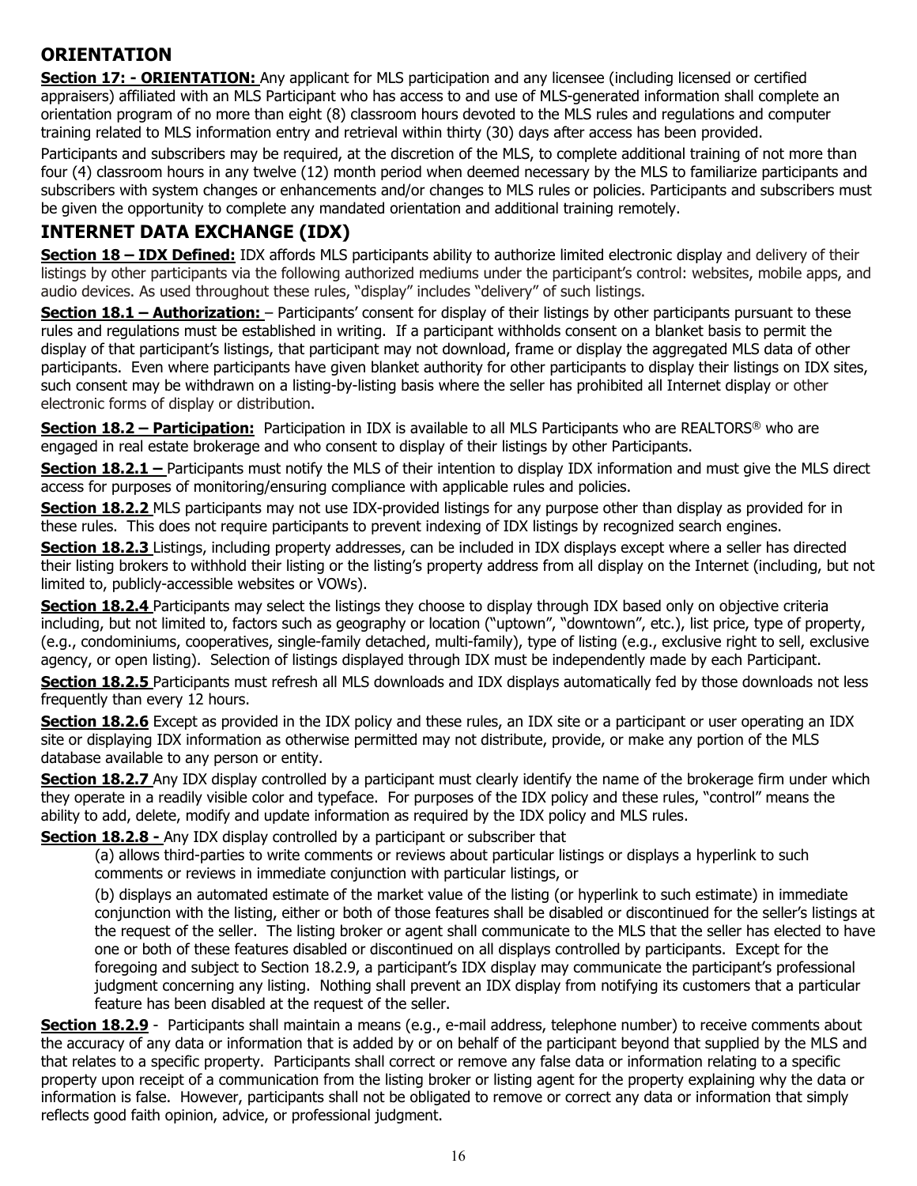## ORIENTATION

**Section 17: - ORIENTATION:** Any applicant for MLS participation and any licensee (including licensed or certified appraisers) affiliated with an MLS Participant who has access to and use of MLS-generated information shall complete an orientation program of no more than eight (8) classroom hours devoted to the MLS rules and regulations and computer training related to MLS information entry and retrieval within thirty (30) days after access has been provided.

Participants and subscribers may be required, at the discretion of the MLS, to complete additional training of not more than four (4) classroom hours in any twelve (12) month period when deemed necessary by the MLS to familiarize participants and subscribers with system changes or enhancements and/or changes to MLS rules or policies. Participants and subscribers must be given the opportunity to complete any mandated orientation and additional training remotely.

## INTERNET DATA EXCHANGE (IDX)

**Section 18 – IDX Defined:** IDX affords MLS participants ability to authorize limited electronic display and delivery of their listings by other participants via the following authorized mediums under the participant's control: websites, mobile apps, and audio devices. As used throughout these rules, "display" includes "delivery" of such listings.

**Section 18.1 – Authorization:** – Participants' consent for display of their listings by other participants pursuant to these rules and regulations must be established in writing. If a participant withholds consent on a blanket basis to permit the display of that participant's listings, that participant may not download, frame or display the aggregated MLS data of other participants. Even where participants have given blanket authority for other participants to display their listings on IDX sites, such consent may be withdrawn on a listing-by-listing basis where the seller has prohibited all Internet display or other electronic forms of display or distribution.

**Section 18.2 – Participation:** Participation in IDX is available to all MLS Participants who are REALTORS® who are engaged in real estate brokerage and who consent to display of their listings by other Participants.

**Section 18.2.1 –** Participants must notify the MLS of their intention to display IDX information and must give the MLS direct access for purposes of monitoring/ensuring compliance with applicable rules and policies.

**Section 18.2.2** MLS participants may not use IDX-provided listings for any purpose other than display as provided for in these rules. This does not require participants to prevent indexing of IDX listings by recognized search engines.

**Section 18.2.3** Listings, including property addresses, can be included in IDX displays except where a seller has directed their listing brokers to withhold their listing or the listing's property address from all display on the Internet (including, but not limited to, publicly-accessible websites or VOWs).

**Section 18.2.4** Participants may select the listings they choose to display through IDX based only on objective criteria including, but not limited to, factors such as geography or location ("uptown", "downtown", etc.), list price, type of property, (e.g., condominiums, cooperatives, single-family detached, multi-family), type of listing (e.g., exclusive right to sell, exclusive agency, or open listing). Selection of listings displayed through IDX must be independently made by each Participant.

**Section 18.2.5** Participants must refresh all MLS downloads and IDX displays automatically fed by those downloads not less frequently than every 12 hours.

**Section 18.2.6** Except as provided in the IDX policy and these rules, an IDX site or a participant or user operating an IDX site or displaying IDX information as otherwise permitted may not distribute, provide, or make any portion of the MLS database available to any person or entity.

**Section 18.2.7** Any IDX display controlled by a participant must clearly identify the name of the brokerage firm under which they operate in a readily visible color and typeface. For purposes of the IDX policy and these rules, "control" means the ability to add, delete, modify and update information as required by the IDX policy and MLS rules.

**Section 18.2.8 -** Any IDX display controlled by a participant or subscriber that

(a) allows third-parties to write comments or reviews about particular listings or displays a hyperlink to such comments or reviews in immediate conjunction with particular listings, or

(b) displays an automated estimate of the market value of the listing (or hyperlink to such estimate) in immediate conjunction with the listing, either or both of those features shall be disabled or discontinued for the seller's listings at the request of the seller. The listing broker or agent shall communicate to the MLS that the seller has elected to have one or both of these features disabled or discontinued on all displays controlled by participants. Except for the foregoing and subject to Section 18.2.9, a participant's IDX display may communicate the participant's professional judgment concerning any listing. Nothing shall prevent an IDX display from notifying its customers that a particular feature has been disabled at the request of the seller.

**Section 18.2.9** - Participants shall maintain a means (e.g., e-mail address, telephone number) to receive comments about the accuracy of any data or information that is added by or on behalf of the participant beyond that supplied by the MLS and that relates to a specific property. Participants shall correct or remove any false data or information relating to a specific property upon receipt of a communication from the listing broker or listing agent for the property explaining why the data or information is false. However, participants shall not be obligated to remove or correct any data or information that simply reflects good faith opinion, advice, or professional judgment.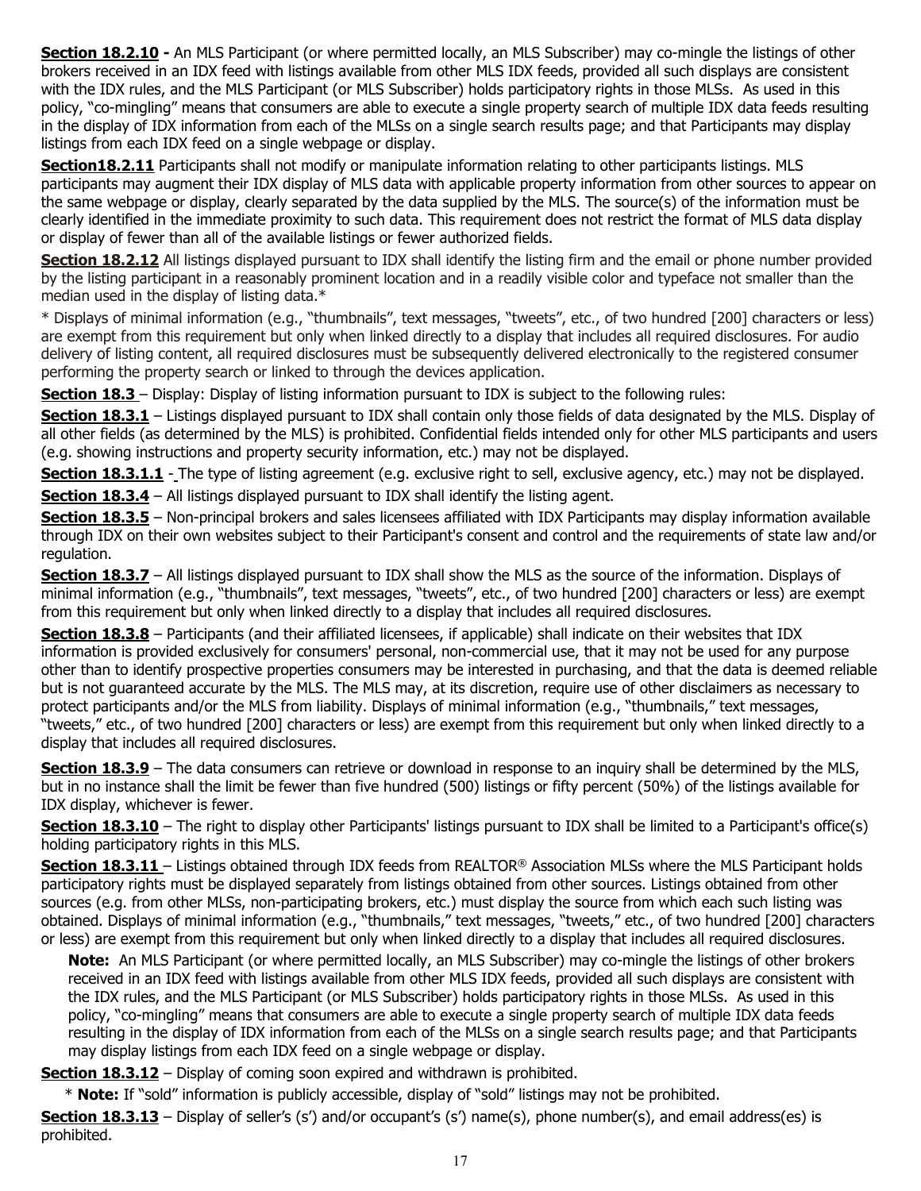**Section 18.2.10 -** An MLS Participant (or where permitted locally, an MLS Subscriber) may co-mingle the listings of other brokers received in an IDX feed with listings available from other MLS IDX feeds, provided all such displays are consistent with the IDX rules, and the MLS Participant (or MLS Subscriber) holds participatory rights in those MLSs. As used in this policy, "co-mingling" means that consumers are able to execute a single property search of multiple IDX data feeds resulting in the display of IDX information from each of the MLSs on a single search results page; and that Participants may display listings from each IDX feed on a single webpage or display.

**Section18.2.11** Participants shall not modify or manipulate information relating to other participants listings. MLS participants may augment their IDX display of MLS data with applicable property information from other sources to appear on the same webpage or display, clearly separated by the data supplied by the MLS. The source(s) of the information must be clearly identified in the immediate proximity to such data. This requirement does not restrict the format of MLS data display or display of fewer than all of the available listings or fewer authorized fields.

**Section 18.2.12** All listings displayed pursuant to IDX shall identify the listing firm and the email or phone number provided by the listing participant in a reasonably prominent location and in a readily visible color and typeface not smaller than the median used in the display of listing data.*

* Displays of minimal information (e.g., "thumbnails", text messages, "tweets", etc., of two hundred [200] characters or less) are exempt from this requirement but only when linked directly to a display that includes all required disclosures. For audio delivery of listing content, all required disclosures must be subsequently delivered electronically to the registered consumer performing the property search or linked to through the devices application.

**Section 18.3** – Display: Display of listing information pursuant to IDX is subject to the following rules:

**Section 18.3.1** – Listings displayed pursuant to IDX shall contain only those fields of data designated by the MLS. Display of all other fields (as determined by the MLS) is prohibited. Confidential fields intended only for other MLS participants and users (e.g. showing instructions and property security information, etc.) may not be displayed.

**Section 18.3.1.1** - The type of listing agreement (e.g. exclusive right to sell, exclusive agency, etc.) may not be displayed.

**Section 18.3.4** – All listings displayed pursuant to IDX shall identify the listing agent.

**Section 18.3.5** – Non-principal brokers and sales licensees affiliated with IDX Participants may display information available through IDX on their own websites subject to their Participant's consent and control and the requirements of state law and/or regulation.

**Section 18.3.7** – All listings displayed pursuant to IDX shall show the MLS as the source of the information. Displays of minimal information (e.g., "thumbnails", text messages, "tweets", etc., of two hundred [200] characters or less) are exempt from this requirement but only when linked directly to a display that includes all required disclosures.

**Section 18.3.8** – Participants (and their affiliated licensees, if applicable) shall indicate on their websites that IDX information is provided exclusively for consumers' personal, non-commercial use, that it may not be used for any purpose other than to identify prospective properties consumers may be interested in purchasing, and that the data is deemed reliable but is not guaranteed accurate by the MLS. The MLS may, at its discretion, require use of other disclaimers as necessary to protect participants and/or the MLS from liability. Displays of minimal information (e.g., "thumbnails," text messages, "tweets," etc., of two hundred [200] characters or less) are exempt from this requirement but only when linked directly to a display that includes all required disclosures.

**Section 18.3.9** – The data consumers can retrieve or download in response to an inquiry shall be determined by the MLS, but in no instance shall the limit be fewer than five hundred (500) listings or fifty percent (50%) of the listings available for IDX display, whichever is fewer.

**Section 18.3.10** – The right to display other Participants' listings pursuant to IDX shall be limited to a Participant's office(s) holding participatory rights in this MLS.

**Section 18.3.11** – Listings obtained through IDX feeds from REALTOR® Association MLSs where the MLS Participant holds participatory rights must be displayed separately from listings obtained from other sources. Listings obtained from other sources (e.g. from other MLSs, non-participating brokers, etc.) must display the source from which each such listing was obtained. Displays of minimal information (e.g., "thumbnails," text messages, "tweets," etc., of two hundred [200] characters or less) are exempt from this requirement but only when linked directly to a display that includes all required disclosures.

> **Note:** An MLS Participant (or where permitted locally, an MLS Subscriber) may co-mingle the listings of other brokers received in an IDX feed with listings available from other MLS IDX feeds, provided all such displays are consistent with the IDX rules, and the MLS Participant (or MLS Subscriber) holds participatory rights in those MLSs. As used in this policy, "co-mingling" means that consumers are able to execute a single property search of multiple IDX data feeds resulting in the display of IDX information from each of the MLSs on a single search results page; and that Participants may display listings from each IDX feed on a single webpage or display.

**Section 18.3.12** – Display of coming soon expired and withdrawn is prohibited.

\* **Note:** If "sold" information is publicly accessible, display of "sold" listings may not be prohibited.

**Section 18.3.13** – Display of seller's (s') and/or occupant's (s') name(s), phone number(s), and email address(es) is prohibited.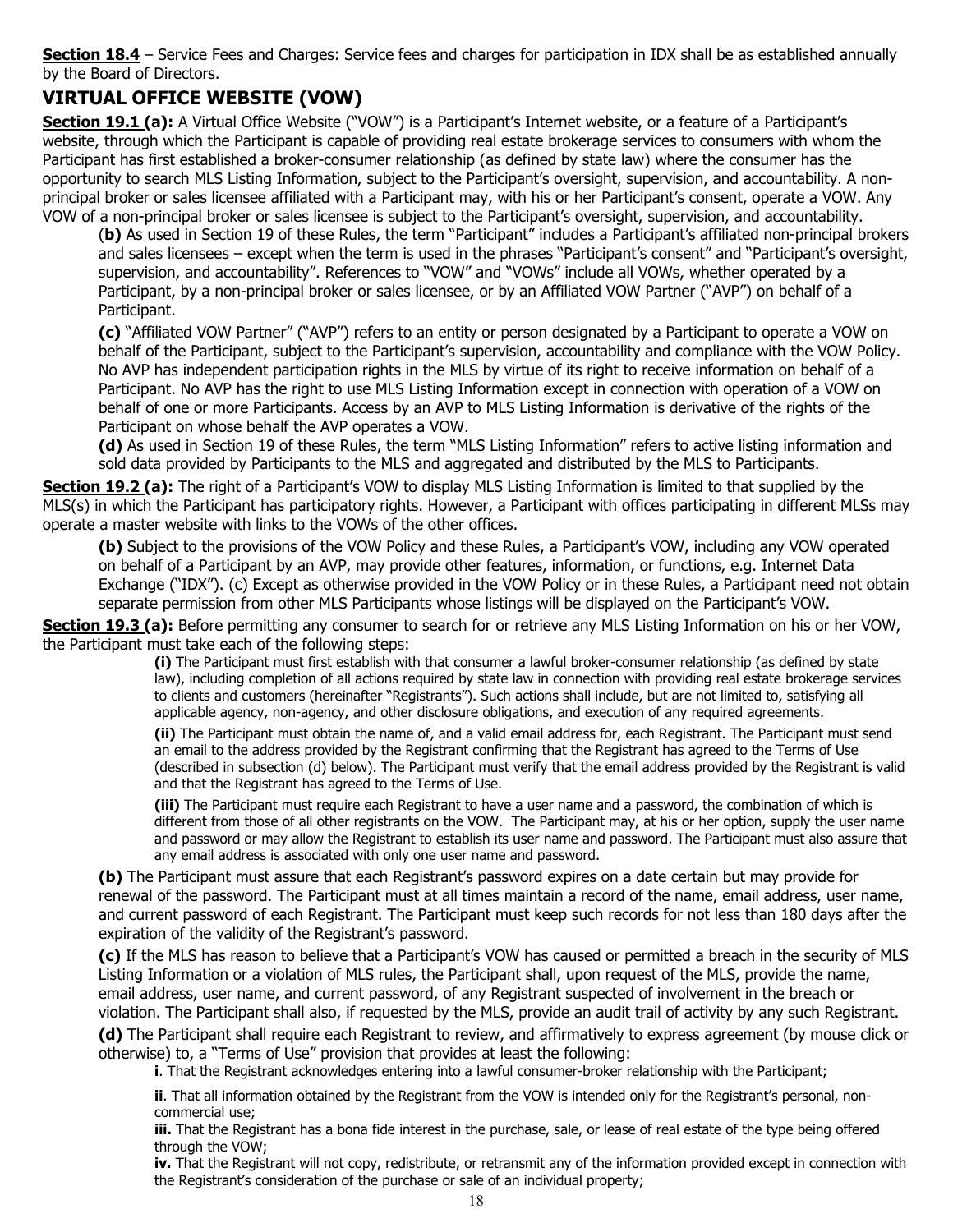**Section 18.4** – Service Fees and Charges: Service fees and charges for participation in IDX shall be as established annually by the Board of Directors.

## VIRTUAL OFFICE WEBSITE (VOW)

**Section 19.1 (a):** A Virtual Office Website ("VOW") is a Participant's Internet website, or a feature of a Participant's website, through which the Participant is capable of providing real estate brokerage services to consumers with whom the Participant has first established a broker-consumer relationship (as defined by state law) where the consumer has the opportunity to search MLS Listing Information, subject to the Participant's oversight, supervision, and accountability. A non-principal broker or sales licensee affiliated with a Participant may, with his or her Participant's consent, operate a VOW. Any VOW of a non-principal broker or sales licensee is subject to the Participant's oversight, supervision, and accountability.

(**b)** As used in Section 19 of these Rules, the term "Participant" includes a Participant's affiliated non-principal brokers and sales licensees – except when the term is used in the phrases "Participant's consent" and "Participant's oversight, supervision, and accountability". References to "VOW" and "VOWs" include all VOWs, whether operated by a Participant, by a non-principal broker or sales licensee, or by an Affiliated VOW Partner ("AVP") on behalf of a Participant.

**(c)** "Affiliated VOW Partner" ("AVP") refers to an entity or person designated by a Participant to operate a VOW on behalf of the Participant, subject to the Participant's supervision, accountability and compliance with the VOW Policy. No AVP has independent participation rights in the MLS by virtue of its right to receive information on behalf of a Participant. No AVP has the right to use MLS Listing Information except in connection with operation of a VOW on behalf of one or more Participants. Access by an AVP to MLS Listing Information is derivative of the rights of the Participant on whose behalf the AVP operates a VOW.

**(d)** As used in Section 19 of these Rules, the term "MLS Listing Information" refers to active listing information and sold data provided by Participants to the MLS and aggregated and distributed by the MLS to Participants.

**Section 19.2 (a):** The right of a Participant's VOW to display MLS Listing Information is limited to that supplied by the MLS(s) in which the Participant has participatory rights. However, a Participant with offices participating in different MLSs may operate a master website with links to the VOWs of the other offices.

**(b)** Subject to the provisions of the VOW Policy and these Rules, a Participant's VOW, including any VOW operated on behalf of a Participant by an AVP, may provide other features, information, or functions, e.g. Internet Data Exchange ("IDX"). (c) Except as otherwise provided in the VOW Policy or in these Rules, a Participant need not obtain separate permission from other MLS Participants whose listings will be displayed on the Participant's VOW.

**Section 19.3 (a):** Before permitting any consumer to search for or retrieve any MLS Listing Information on his or her VOW, the Participant must take each of the following steps:

**(i)** The Participant must first establish with that consumer a lawful broker-consumer relationship (as defined by state law), including completion of all actions required by state law in connection with providing real estate brokerage services to clients and customers (hereinafter "Registrants"). Such actions shall include, but are not limited to, satisfying all applicable agency, non-agency, and other disclosure obligations, and execution of any required agreements.

**(ii)** The Participant must obtain the name of, and a valid email address for, each Registrant. The Participant must send an email to the address provided by the Registrant confirming that the Registrant has agreed to the Terms of Use (described in subsection (d) below). The Participant must verify that the email address provided by the Registrant is valid and that the Registrant has agreed to the Terms of Use.

**(iii)** The Participant must require each Registrant to have a user name and a password, the combination of which is different from those of all other registrants on the VOW. The Participant may, at his or her option, supply the user name and password or may allow the Registrant to establish its user name and password. The Participant must also assure that any email address is associated with only one user name and password.

**(b)** The Participant must assure that each Registrant's password expires on a date certain but may provide for renewal of the password. The Participant must at all times maintain a record of the name, email address, user name, and current password of each Registrant. The Participant must keep such records for not less than 180 days after the expiration of the validity of the Registrant's password.

**(c)** If the MLS has reason to believe that a Participant's VOW has caused or permitted a breach in the security of MLS Listing Information or a violation of MLS rules, the Participant shall, upon request of the MLS, provide the name, email address, user name, and current password, of any Registrant suspected of involvement in the breach or violation. The Participant shall also, if requested by the MLS, provide an audit trail of activity by any such Registrant.

**(d)** The Participant shall require each Registrant to review, and affirmatively to express agreement (by mouse click or otherwise) to, a "Terms of Use" provision that provides at least the following:

**i**. That the Registrant acknowledges entering into a lawful consumer-broker relationship with the Participant;

**ii**. That all information obtained by the Registrant from the VOW is intended only for the Registrant's personal, non-commercial use;

**iii.** That the Registrant has a bona fide interest in the purchase, sale, or lease of real estate of the type being offered through the VOW;

**iv.** That the Registrant will not copy, redistribute, or retransmit any of the information provided except in connection with the Registrant's consideration of the purchase or sale of an individual property;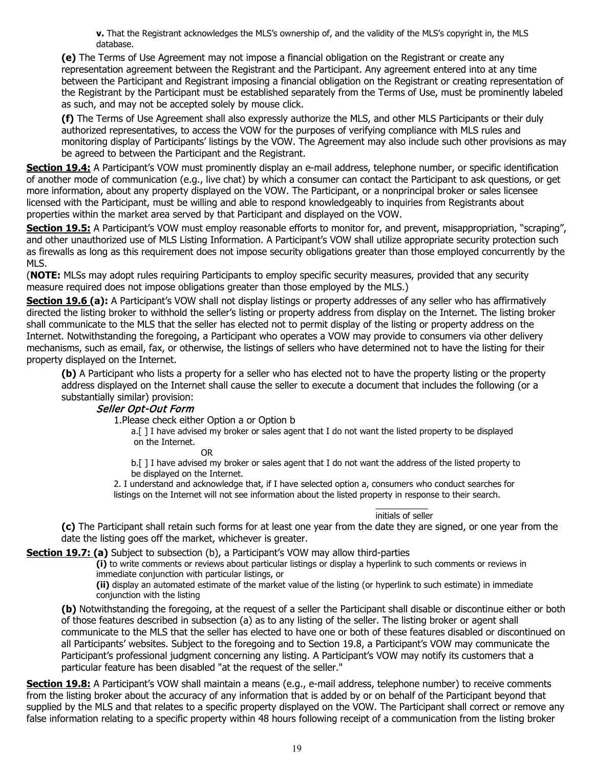**v.** That the Registrant acknowledges the MLS's ownership of, and the validity of the MLS's copyright in, the MLS database.

**(e)** The Terms of Use Agreement may not impose a financial obligation on the Registrant or create any representation agreement between the Registrant and the Participant. Any agreement entered into at any time between the Participant and Registrant imposing a financial obligation on the Registrant or creating representation of the Registrant by the Participant must be established separately from the Terms of Use, must be prominently labeled as such, and may not be accepted solely by mouse click.

**(f)** The Terms of Use Agreement shall also expressly authorize the MLS, and other MLS Participants or their duly authorized representatives, to access the VOW for the purposes of verifying compliance with MLS rules and monitoring display of Participants' listings by the VOW. The Agreement may also include such other provisions as may be agreed to between the Participant and the Registrant.

**Section 19.4:** A Participant's VOW must prominently display an e-mail address, telephone number, or specific identification of another mode of communication (e.g., live chat) by which a consumer can contact the Participant to ask questions, or get more information, about any property displayed on the VOW. The Participant, or a nonprincipal broker or sales licensee licensed with the Participant, must be willing and able to respond knowledgeably to inquiries from Registrants about properties within the market area served by that Participant and displayed on the VOW.

**Section 19.5:** A Participant's VOW must employ reasonable efforts to monitor for, and prevent, misappropriation, "scraping", and other unauthorized use of MLS Listing Information. A Participant's VOW shall utilize appropriate security protection such as firewalls as long as this requirement does not impose security obligations greater than those employed concurrently by the MLS.

(**NOTE:** MLSs may adopt rules requiring Participants to employ specific security measures, provided that any security measure required does not impose obligations greater than those employed by the MLS.)

**Section 19.6 (a):** A Participant's VOW shall not display listings or property addresses of any seller who has affirmatively directed the listing broker to withhold the seller's listing or property address from display on the Internet. The listing broker shall communicate to the MLS that the seller has elected not to permit display of the listing or property address on the Internet. Notwithstanding the foregoing, a Participant who operates a VOW may provide to consumers via other delivery mechanisms, such as email, fax, or otherwise, the listings of sellers who have determined not to have the listing for their property displayed on the Internet.

**(b)** A Participant who lists a property for a seller who has elected not to have the property listing or the property address displayed on the Internet shall cause the seller to execute a document that includes the following (or a substantially similar) provision:

***Seller Opt-Out Form***

1.Please check either Option a or Option b

a.[ ] I have advised my broker or sales agent that I do not want the listed property to be displayed on the Internet.

OR

b.[ ] I have advised my broker or sales agent that I do not want the address of the listed property to be displayed on the Internet.

2. I understand and acknowledge that, if I have selected option a, consumers who conduct searches for listings on the Internet will not see information about the listed property in response to their search.

___________
initials of seller

**(c)** The Participant shall retain such forms for at least one year from the date they are signed, or one year from the date the listing goes off the market, whichever is greater.

**Section 19.7: (a)** Subject to subsection (b), a Participant's VOW may allow third-parties

**(i)** to write comments or reviews about particular listings or display a hyperlink to such comments or reviews in immediate conjunction with particular listings, or

**(ii)** display an automated estimate of the market value of the listing (or hyperlink to such estimate) in immediate conjunction with the listing

**(b)** Notwithstanding the foregoing, at the request of a seller the Participant shall disable or discontinue either or both of those features described in subsection (a) as to any listing of the seller. The listing broker or agent shall communicate to the MLS that the seller has elected to have one or both of these features disabled or discontinued on all Participants' websites. Subject to the foregoing and to Section 19.8, a Participant's VOW may communicate the Participant's professional judgment concerning any listing. A Participant's VOW may notify its customers that a particular feature has been disabled "at the request of the seller."

**Section 19.8:** A Participant's VOW shall maintain a means (e.g., e-mail address, telephone number) to receive comments from the listing broker about the accuracy of any information that is added by or on behalf of the Participant beyond that supplied by the MLS and that relates to a specific property displayed on the VOW. The Participant shall correct or remove any false information relating to a specific property within 48 hours following receipt of a communication from the listing broker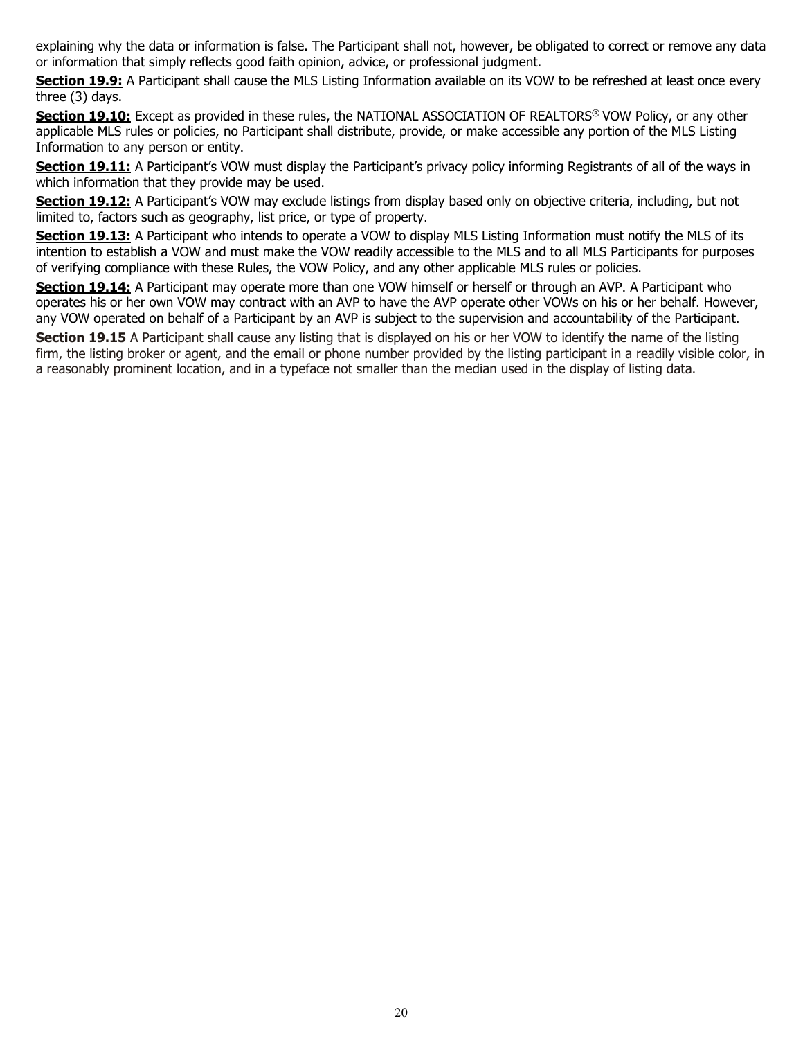explaining why the data or information is false. The Participant shall not, however, be obligated to correct or remove any data or information that simply reflects good faith opinion, advice, or professional judgment.

**Section 19.9:** A Participant shall cause the MLS Listing Information available on its VOW to be refreshed at least once every three (3) days.

**Section 19.10:** Except as provided in these rules, the NATIONAL ASSOCIATION OF REALTORS® VOW Policy, or any other applicable MLS rules or policies, no Participant shall distribute, provide, or make accessible any portion of the MLS Listing Information to any person or entity.

**Section 19.11:** A Participant's VOW must display the Participant's privacy policy informing Registrants of all of the ways in which information that they provide may be used.

**Section 19.12:** A Participant's VOW may exclude listings from display based only on objective criteria, including, but not limited to, factors such as geography, list price, or type of property.

**Section 19.13:** A Participant who intends to operate a VOW to display MLS Listing Information must notify the MLS of its intention to establish a VOW and must make the VOW readily accessible to the MLS and to all MLS Participants for purposes of verifying compliance with these Rules, the VOW Policy, and any other applicable MLS rules or policies.

**Section 19.14:** A Participant may operate more than one VOW himself or herself or through an AVP. A Participant who operates his or her own VOW may contract with an AVP to have the AVP operate other VOWs on his or her behalf. However, any VOW operated on behalf of a Participant by an AVP is subject to the supervision and accountability of the Participant.

**Section 19.15** A Participant shall cause any listing that is displayed on his or her VOW to identify the name of the listing firm, the listing broker or agent, and the email or phone number provided by the listing participant in a readily visible color, in a reasonably prominent location, and in a typeface not smaller than the median used in the display of listing data.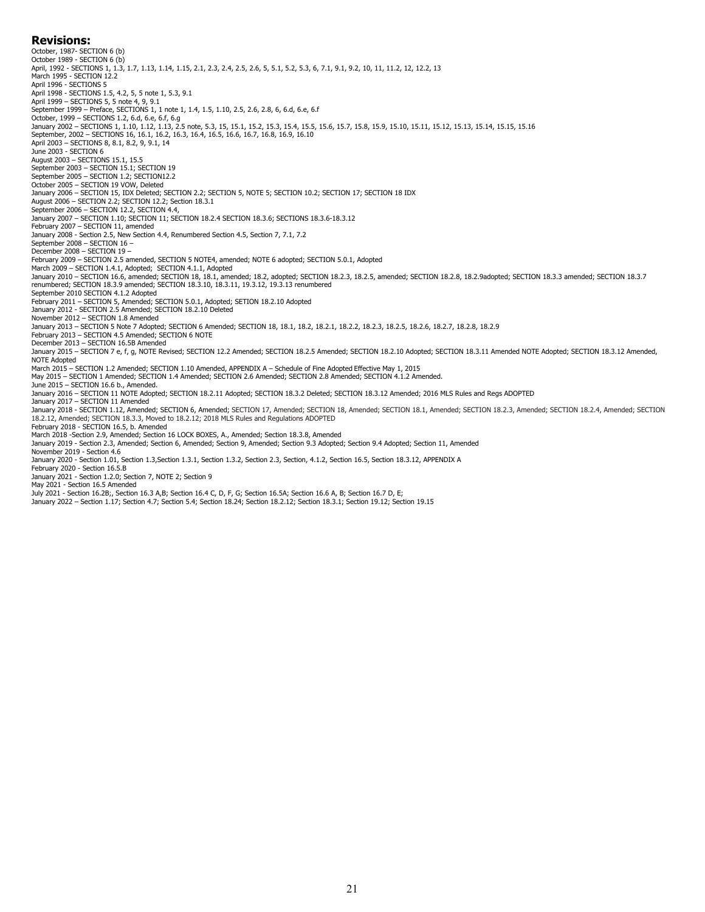## Revisions:

October, 1987- SECTION 6 (b)
October 1989 - SECTION 6 (b)
April, 1992 - SECTIONS 1, 1.3, 1.7, 1.13, 1.14, 1.15, 2.1, 2.3, 2.4, 2.5, 2.6, 5, 5.1, 5.2, 5.3, 6, 7.1, 9.1, 9.2, 10, 11, 11.2, 12, 12.2, 13
March 1995 - SECTION 12.2
April 1996 - SECTIONS 5
April 1998 - SECTIONS 1.5, 4.2, 5, 5 note 1, 5.3, 9.1
April 1999 – SECTIONS 5, 5 note 4, 9, 9.1
September 1999 – Preface, SECTIONS 1, 1 note 1, 1.4, 1.5, 1.10, 2.5, 2.6, 2.8, 6, 6.d, 6.e, 6.f
October, 1999 – SECTIONS 1.2, 6.d, 6.e, 6.f, 6.g
January 2002 – SECTIONS 1, 1.10, 1.12, 1.13, 2.5 note, 5.3, 15, 15.1, 15.2, 15.3, 15.4, 15.5, 15.6, 15.7, 15.8, 15.9, 15.10, 15.11, 15.12, 15.13, 15.14, 15.15, 15.16
September, 2002 – SECTIONS 16, 16.1, 16.2, 16.3, 16.4, 16.5, 16.6, 16.7, 16.8, 16.9, 16.10
April 2003 – SECTIONS 8, 8.1, 8.2, 9, 9.1, 14
June 2003 - SECTION 6
August 2003 – SECTIONS 15.1, 15.5
September 2003 – SECTION 15.1; SECTION 19
September 2005 – SECTION 1.2; SECTION12.2
October 2005 – SECTION 19 VOW, Deleted
January 2006 – SECTION 15, IDX Deleted; SECTION 2.2; SECTION 5, NOTE 5; SECTION 10.2; SECTION 17; SECTION 18 IDX
August 2006 – SECTION 2.2; SECTION 12.2; Section 18.3.1
September 2006 – SECTION 12.2, SECTION 4.4,
January 2007 – SECTION 1.10; SECTION 11; SECTION 18.2.4 SECTION 18.3.6; SECTIONS 18.3.6-18.3.12
February 2007 – SECTION 11, amended
January 2008 - Section 2.5, New Section 4.4, Renumbered Section 4.5, Section 7, 7.1, 7.2
September 2008 – SECTION 16 –
December 2008 – SECTION 19 –
February 2009 – SECTION 2.5 amended, SECTION 5 NOTE4, amended; NOTE 6 adopted; SECTION 5.0.1, Adopted
March 2009 – SECTION 1.4.1, Adopted; SECTION 4.1.1, Adopted
January 2010 – SECTION 16.6, amended; SECTION 18, 18.1, amended; 18.2, adopted; SECTION 18.2.3, 18.2.5, amended; SECTION 18.2.8, 18.2.9adopted; SECTION 18.3.3 amended; SECTION 18.3.7 renumbered; SECTION 18.3.9 amended; SECTION 18.3.10, 18.3.11, 19.3.12, 19.3.13 renumbered
September 2010 SECTION 4.1.2 Adopted
February 2011 – SECTION 5, Amended; SECTION 5.0.1, Adopted; SETION 18.2.10 Adopted
January 2012 - SECTION 2.5 Amended; SECTION 18.2.10 Deleted
November 2012 – SECTION 1.8 Amended
January 2013 – SECTION 5 Note 7 Adopted; SECTION 6 Amended; SECTION 18, 18.1, 18.2, 18.2.1, 18.2.2, 18.2.3, 18.2.5, 18.2.6, 18.2.7, 18.2.8, 18.2.9
February 2013 – SECTION 4.5 Amended; SECTION 6 NOTE
December 2013 – SECTION 16.5B Amended
January 2015 – SECTION 7 e, f, g, NOTE Revised; SECTION 12.2 Amended; SECTION 18.2.5 Amended; SECTION 18.2.10 Adopted; SECTION 18.3.11 Amended NOTE Adopted; SECTION 18.3.12 Amended, NOTE Adopted
March 2015 – SECTION 1.2 Amended; SECTION 1.10 Amended, APPENDIX A – Schedule of Fine Adopted Effective May 1, 2015
May 2015 – SECTION 1 Amended; SECTION 1.4 Amended; SECTION 2.6 Amended; SECTION 2.8 Amended; SECTION 4.1.2 Amended.
June 2015 – SECTION 16.6 b., Amended.
January 2016 – SECTION 11 NOTE Adopted; SECTION 18.2.11 Adopted; SECTION 18.3.2 Deleted; SECTION 18.3.12 Amended; 2016 MLS Rules and Regs ADOPTED
January 2017 – SECTION 11 Amended
January 2018 - SECTION 1.12, Amended; SECTION 6, Amended; SECTION 17, Amended; SECTION 18, Amended; SECTION 18.1, Amended; SECTION 18.2.3, Amended; SECTION 18.2.4, Amended; SECTION 18.2.12, Amended; SECTION 18.3.3, Moved to 18.2.12; 2018 MLS Rules and Regulations ADOPTED
February 2018 - SECTION 16.5, b. Amended
March 2018 -Section 2.9, Amended; Section 16 LOCK BOXES, A., Amended; Section 18.3.8, Amended
January 2019 - Section 2.3, Amended; Section 6, Amended; Section 9, Amended; Section 9.3 Adopted; Section 9.4 Adopted; Section 11, Amended
November 2019 - Section 4.6
January 2020 - Section 1.01, Section 1.3,Section 1.3.1, Section 1.3.2, Section 2.3, Section, 4.1.2, Section 16.5, Section 18.3.12, APPENDIX A
February 2020 - Section 16.5.B
January 2021 - Section 1.2.0; Section 7, NOTE 2; Section 9
May 2021 - Section 16.5 Amended
July 2021 - Section 16.2B;, Section 16.3 A,B; Section 16.4 C, D, F, G; Section 16.5A; Section 16.6 A, B; Section 16.7 D, E;
January 2022 – Section 1.17; Section 4.7; Section 5.4; Section 18.24; Section 18.2.12; Section 18.3.1; Section 19.12; Section 19.15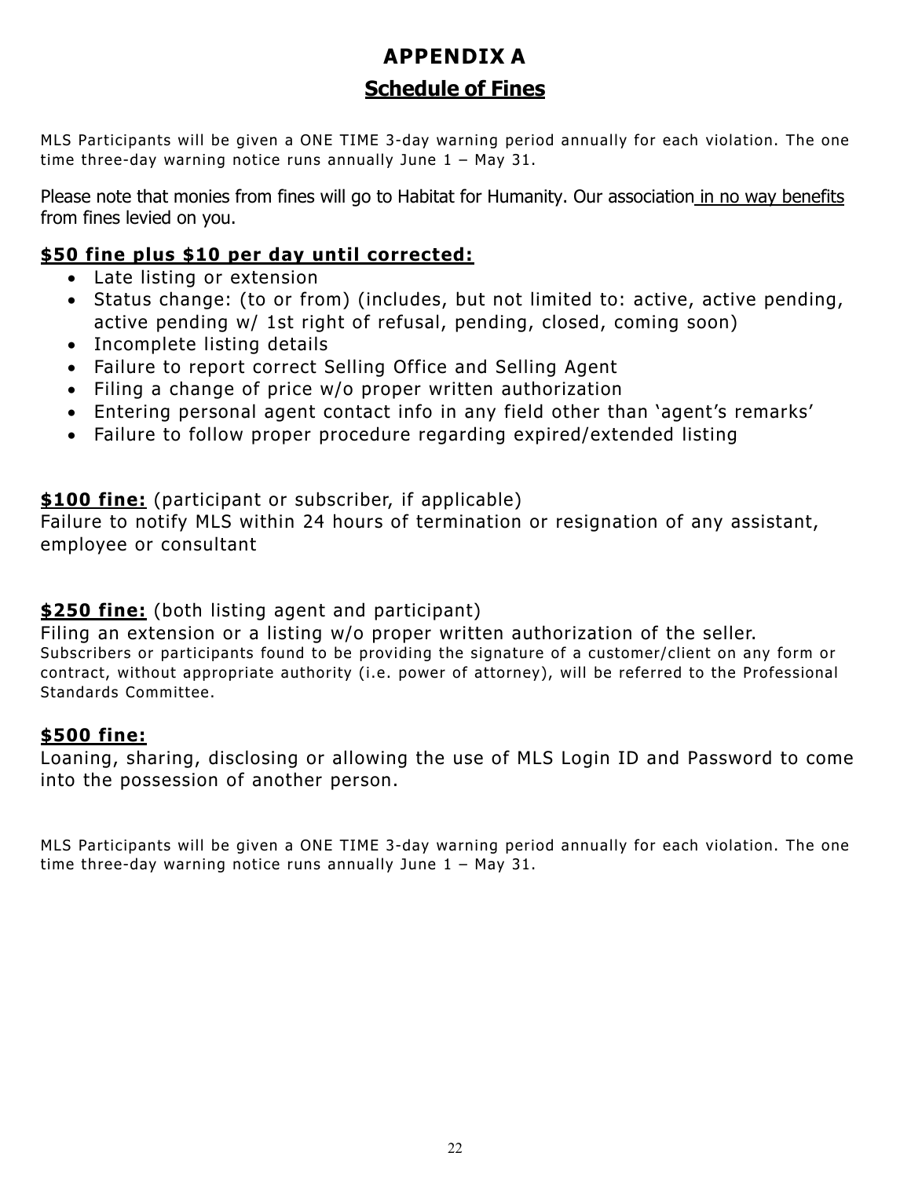# APPENDIX A

## Schedule of Fines

MLS Participants will be given a ONE TIME 3-day warning period annually for each violation. The one time three-day warning notice runs annually June 1 – May 31.

Please note that monies from fines will go to Habitat for Humanity. Our association in no way benefits from fines levied on you.

**$50 fine plus $10 per day until corrected:**

- Late listing or extension
- Status change: (to or from) (includes, but not limited to: active, active pending, active pending w/ 1st right of refusal, pending, closed, coming soon)
- Incomplete listing details
- Failure to report correct Selling Office and Selling Agent
- Filing a change of price w/o proper written authorization
- Entering personal agent contact info in any field other than 'agent's remarks'
- Failure to follow proper procedure regarding expired/extended listing

**$100 fine:** (participant or subscriber, if applicable)
Failure to notify MLS within 24 hours of termination or resignation of any assistant, employee or consultant

**$250 fine:** (both listing agent and participant)
Filing an extension or a listing w/o proper written authorization of the seller.
Subscribers or participants found to be providing the signature of a customer/client on any form or contract, without appropriate authority (i.e. power of attorney), will be referred to the Professional Standards Committee.

**$500 fine:**
Loaning, sharing, disclosing or allowing the use of MLS Login ID and Password to come into the possession of another person.

MLS Participants will be given a ONE TIME 3-day warning period annually for each violation. The one time three-day warning notice runs annually June 1 – May 31.